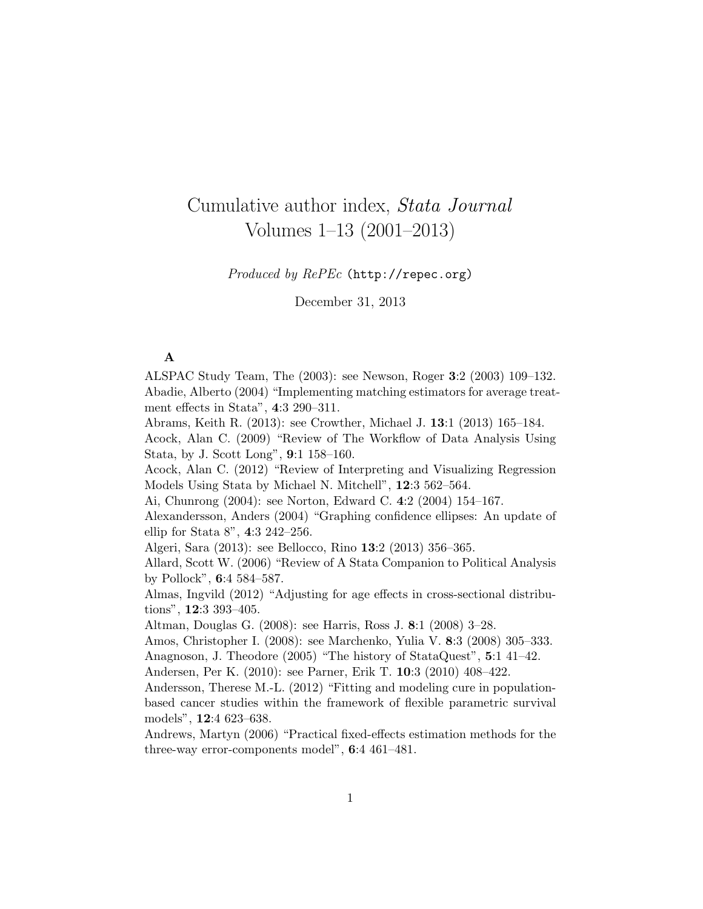# Cumulative author index, *Stata Journal* Volumes 1–13 (2001–2013)

*Produced by RePEc* (`http://repec.org`)

December 31, 2013

### A

ALSPAC Study Team, The (2003): see Newson, Roger **3**:2 (2003) 109–132.

Abadie, Alberto (2004) "Implementing matching estimators for average treatment effects in Stata", **4**:3 290–311.

Abrams, Keith R. (2013): see Crowther, Michael J. **13**:1 (2013) 165–184.

Acock, Alan C. (2009) "Review of The Workflow of Data Analysis Using Stata, by J. Scott Long", **9**:1 158–160.

Acock, Alan C. (2012) "Review of Interpreting and Visualizing Regression Models Using Stata by Michael N. Mitchell", **12**:3 562–564.

Ai, Chunrong (2004): see Norton, Edward C. **4**:2 (2004) 154–167.

Alexandersson, Anders (2004) "Graphing confidence ellipses: An update of ellip for Stata 8", **4**:3 242–256.

Algeri, Sara (2013): see Bellocco, Rino **13**:2 (2013) 356–365.

Allard, Scott W. (2006) "Review of A Stata Companion to Political Analysis by Pollock", **6**:4 584–587.

Almas, Ingvild (2012) "Adjusting for age effects in cross-sectional distributions", **12**:3 393–405.

Altman, Douglas G. (2008): see Harris, Ross J. **8**:1 (2008) 3–28.

Amos, Christopher I. (2008): see Marchenko, Yulia V. **8**:3 (2008) 305–333.

Anagnoson, J. Theodore (2005) "The history of StataQuest", **5**:1 41–42.

Andersen, Per K. (2010): see Parner, Erik T. **10**:3 (2010) 408–422.

Andersson, Therese M.-L. (2012) "Fitting and modeling cure in population-based cancer studies within the framework of flexible parametric survival models", **12**:4 623–638.

Andrews, Martyn (2006) "Practical fixed-effects estimation methods for the three-way error-components model", **6**:4 461–481.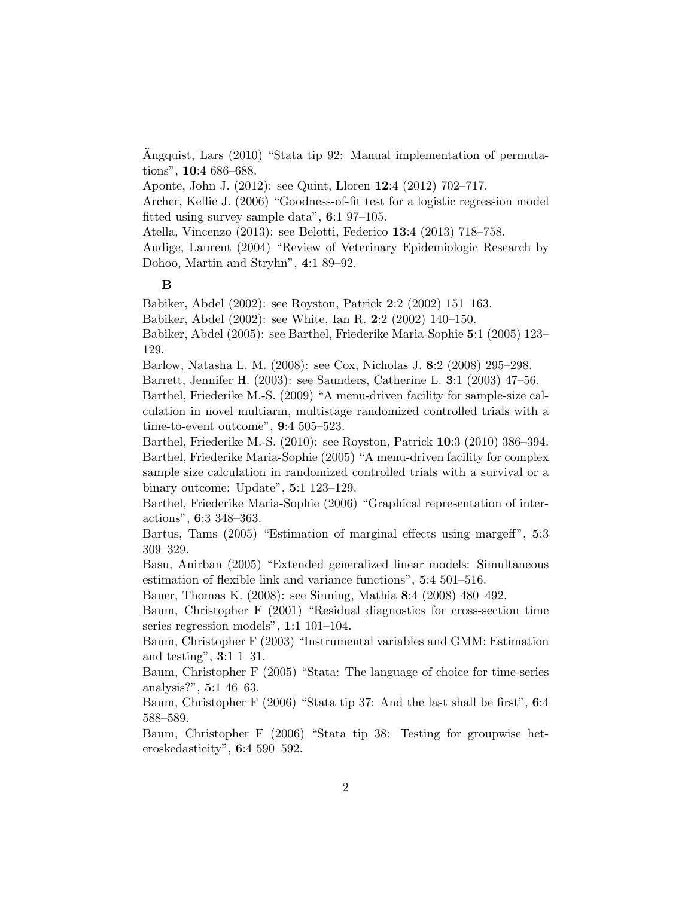Ängquist, Lars (2010) "Stata tip 92: Manual implementation of permutations", **10**:4 686–688.

Aponte, John J. (2012): see Quint, Lloren **12**:4 (2012) 702–717.

Archer, Kellie J. (2006) "Goodness-of-fit test for a logistic regression model fitted using survey sample data", **6**:1 97–105.

Atella, Vincenzo (2013): see Belotti, Federico **13**:4 (2013) 718–758.

Audige, Laurent (2004) "Review of Veterinary Epidemiologic Research by Dohoo, Martin and Stryhn", **4**:1 89–92.

**B**

Babiker, Abdel (2002): see Royston, Patrick **2**:2 (2002) 151–163.

Babiker, Abdel (2002): see White, Ian R. **2**:2 (2002) 140–150.

Babiker, Abdel (2005): see Barthel, Friederike Maria-Sophie **5**:1 (2005) 123–129.

Barlow, Natasha L. M. (2008): see Cox, Nicholas J. **8**:2 (2008) 295–298.

Barrett, Jennifer H. (2003): see Saunders, Catherine L. **3**:1 (2003) 47–56.

Barthel, Friederike M.-S. (2009) "A menu-driven facility for sample-size calculation in novel multiarm, multistage randomized controlled trials with a time-to-event outcome", **9**:4 505–523.

Barthel, Friederike M.-S. (2010): see Royston, Patrick **10**:3 (2010) 386–394.

Barthel, Friederike Maria-Sophie (2005) "A menu-driven facility for complex sample size calculation in randomized controlled trials with a survival or a binary outcome: Update", **5**:1 123–129.

Barthel, Friederike Maria-Sophie (2006) "Graphical representation of interactions", **6**:3 348–363.

Bartus, Tams (2005) "Estimation of marginal effects using margeff", **5**:3 309–329.

Basu, Anirban (2005) "Extended generalized linear models: Simultaneous estimation of flexible link and variance functions", **5**:4 501–516.

Bauer, Thomas K. (2008): see Sinning, Mathia **8**:4 (2008) 480–492.

Baum, Christopher F (2001) "Residual diagnostics for cross-section time series regression models", **1**:1 101–104.

Baum, Christopher F (2003) "Instrumental variables and GMM: Estimation and testing", **3**:1 1–31.

Baum, Christopher F (2005) "Stata: The language of choice for time-series analysis?", **5**:1 46–63.

Baum, Christopher F (2006) "Stata tip 37: And the last shall be first", **6**:4 588–589.

Baum, Christopher F (2006) "Stata tip 38: Testing for groupwise heteroskedasticity", **6**:4 590–592.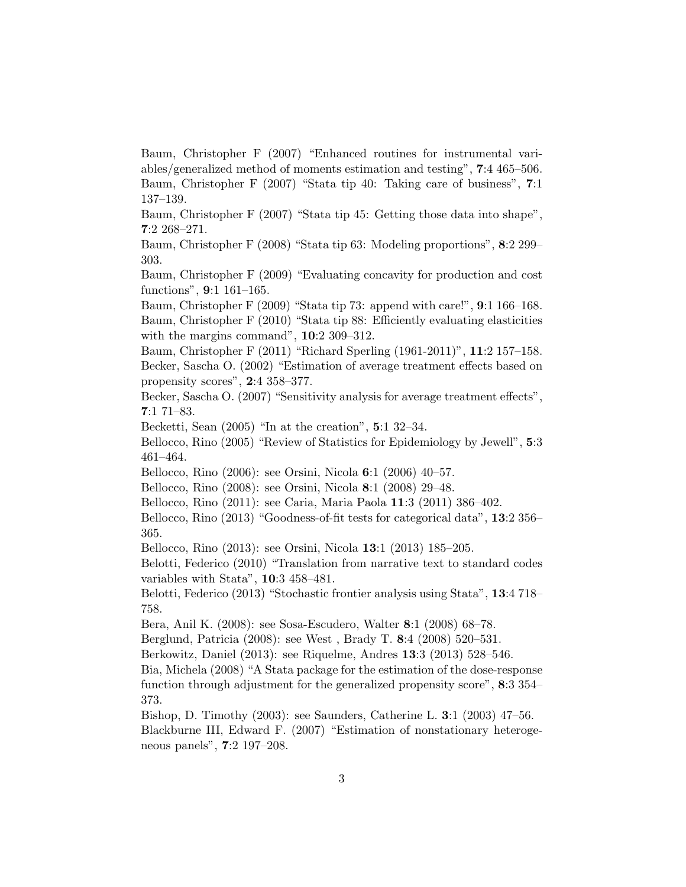Baum, Christopher F (2007) "Enhanced routines for instrumental variables/generalized method of moments estimation and testing", **7**:4 465–506.
Baum, Christopher F (2007) "Stata tip 40: Taking care of business", **7**:1 137–139.
Baum, Christopher F (2007) "Stata tip 45: Getting those data into shape", **7**:2 268–271.
Baum, Christopher F (2008) "Stata tip 63: Modeling proportions", **8**:2 299–303.
Baum, Christopher F (2009) "Evaluating concavity for production and cost functions", **9**:1 161–165.
Baum, Christopher F (2009) "Stata tip 73: append with care!", **9**:1 166–168.
Baum, Christopher F (2010) "Stata tip 88: Efficiently evaluating elasticities with the margins command", **10**:2 309–312.
Baum, Christopher F (2011) "Richard Sperling (1961-2011)", **11**:2 157–158.
Becker, Sascha O. (2002) "Estimation of average treatment effects based on propensity scores", **2**:4 358–377.
Becker, Sascha O. (2007) "Sensitivity analysis for average treatment effects", **7**:1 71–83.
Becketti, Sean (2005) "In at the creation", **5**:1 32–34.
Bellocco, Rino (2005) "Review of Statistics for Epidemiology by Jewell", **5**:3 461–464.
Bellocco, Rino (2006): see Orsini, Nicola **6**:1 (2006) 40–57.
Bellocco, Rino (2008): see Orsini, Nicola **8**:1 (2008) 29–48.
Bellocco, Rino (2011): see Caria, Maria Paola **11**:3 (2011) 386–402.
Bellocco, Rino (2013) "Goodness-of-fit tests for categorical data", **13**:2 356–365.
Bellocco, Rino (2013): see Orsini, Nicola **13**:1 (2013) 185–205.
Belotti, Federico (2010) "Translation from narrative text to standard codes variables with Stata", **10**:3 458–481.
Belotti, Federico (2013) "Stochastic frontier analysis using Stata", **13**:4 718–758.
Bera, Anil K. (2008): see Sosa-Escudero, Walter **8**:1 (2008) 68–78.
Berglund, Patricia (2008): see West , Brady T. **8**:4 (2008) 520–531.
Berkowitz, Daniel (2013): see Riquelme, Andres **13**:3 (2013) 528–546.
Bia, Michela (2008) "A Stata package for the estimation of the dose-response function through adjustment for the generalized propensity score", **8**:3 354–373.
Bishop, D. Timothy (2003): see Saunders, Catherine L. **3**:1 (2003) 47–56.
Blackburne III, Edward F. (2007) "Estimation of nonstationary heterogeneous panels", **7**:2 197–208.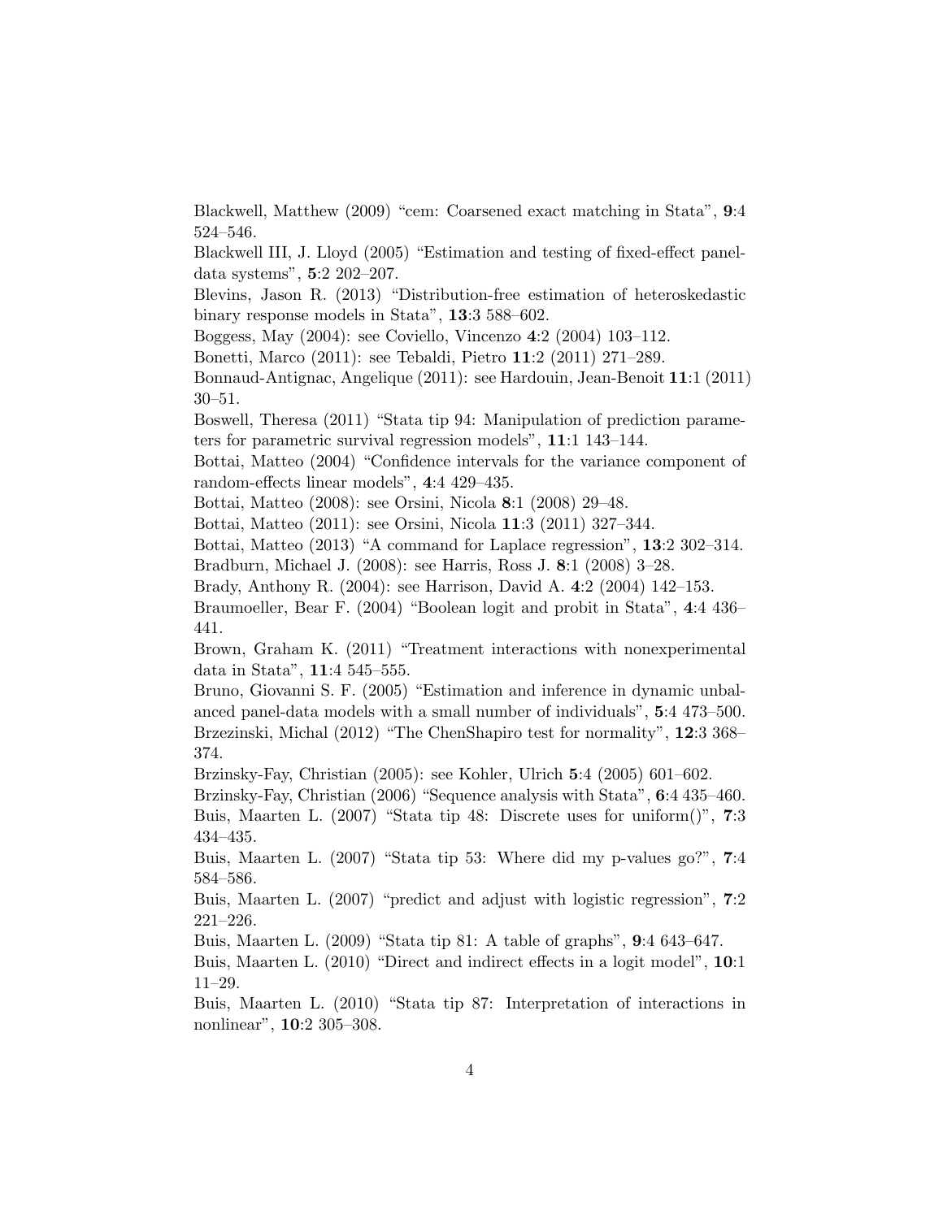Blackwell, Matthew (2009) “cem: Coarsened exact matching in Stata”, **9**:4 524–546.

Blackwell III, J. Lloyd (2005) “Estimation and testing of fixed-effect panel-data systems”, **5**:2 202–207.

Blevins, Jason R. (2013) “Distribution-free estimation of heteroskedastic binary response models in Stata”, **13**:3 588–602.

Boggess, May (2004): see Coviello, Vincenzo **4**:2 (2004) 103–112.

Bonetti, Marco (2011): see Tebaldi, Pietro **11**:2 (2011) 271–289.

Bonnaud-Antignac, Angelique (2011): see Hardouin, Jean-Benoit **11**:1 (2011) 30–51.

Boswell, Theresa (2011) “Stata tip 94: Manipulation of prediction parameters for parametric survival regression models”, **11**:1 143–144.

Bottai, Matteo (2004) “Confidence intervals for the variance component of random-effects linear models”, **4**:4 429–435.

Bottai, Matteo (2008): see Orsini, Nicola **8**:1 (2008) 29–48.

Bottai, Matteo (2011): see Orsini, Nicola **11**:3 (2011) 327–344.

Bottai, Matteo (2013) “A command for Laplace regression”, **13**:2 302–314.

Bradburn, Michael J. (2008): see Harris, Ross J. **8**:1 (2008) 3–28.

Brady, Anthony R. (2004): see Harrison, David A. **4**:2 (2004) 142–153.

Braumoeller, Bear F. (2004) “Boolean logit and probit in Stata”, **4**:4 436–441.

Brown, Graham K. (2011) “Treatment interactions with nonexperimental data in Stata”, **11**:4 545–555.

Bruno, Giovanni S. F. (2005) “Estimation and inference in dynamic unbalanced panel-data models with a small number of individuals”, **5**:4 473–500.

Brzezinski, Michal (2012) “The ChenShapiro test for normality”, **12**:3 368–374.

Brzinsky-Fay, Christian (2005): see Kohler, Ulrich **5**:4 (2005) 601–602.

Brzinsky-Fay, Christian (2006) “Sequence analysis with Stata”, **6**:4 435–460.

Buis, Maarten L. (2007) “Stata tip 48: Discrete uses for uniform()”, **7**:3 434–435.

Buis, Maarten L. (2007) “Stata tip 53: Where did my p-values go?”, **7**:4 584–586.

Buis, Maarten L. (2007) “predict and adjust with logistic regression”, **7**:2 221–226.

Buis, Maarten L. (2009) “Stata tip 81: A table of graphs”, **9**:4 643–647.

Buis, Maarten L. (2010) “Direct and indirect effects in a logit model”, **10**:1 11–29.

Buis, Maarten L. (2010) “Stata tip 87: Interpretation of interactions in nonlinear”, **10**:2 305–308.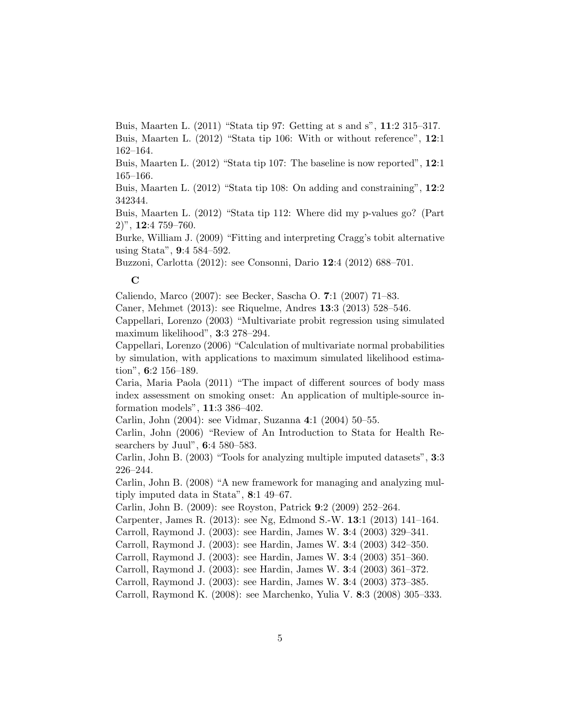Buis, Maarten L. (2011) “Stata tip 97: Getting at s and s”, **11**:2 315–317.

Buis, Maarten L. (2012) “Stata tip 106: With or without reference”, **12**:1 162–164.

Buis, Maarten L. (2012) “Stata tip 107: The baseline is now reported”, **12**:1 165–166.

Buis, Maarten L. (2012) “Stata tip 108: On adding and constraining”, **12**:2 342344.

Buis, Maarten L. (2012) “Stata tip 112: Where did my p-values go? (Part 2)”, **12**:4 759–760.

Burke, William J. (2009) “Fitting and interpreting Cragg’s tobit alternative using Stata”, **9**:4 584–592.

Buzzoni, Carlotta (2012): see Consonni, Dario **12**:4 (2012) 688–701.

**C**

Caliendo, Marco (2007): see Becker, Sascha O. **7**:1 (2007) 71–83.

Caner, Mehmet (2013): see Riquelme, Andres **13**:3 (2013) 528–546.

Cappellari, Lorenzo (2003) “Multivariate probit regression using simulated maximum likelihood”, **3**:3 278–294.

Cappellari, Lorenzo (2006) “Calculation of multivariate normal probabilities by simulation, with applications to maximum simulated likelihood estimation”, **6**:2 156–189.

Caria, Maria Paola (2011) “The impact of different sources of body mass index assessment on smoking onset: An application of multiple-source information models”, **11**:3 386–402.

Carlin, John (2004): see Vidmar, Suzanna **4**:1 (2004) 50–55.

Carlin, John (2006) “Review of An Introduction to Stata for Health Researchers by Juul”, **6**:4 580–583.

Carlin, John B. (2003) “Tools for analyzing multiple imputed datasets”, **3**:3 226–244.

Carlin, John B. (2008) “A new framework for managing and analyzing multiply imputed data in Stata”, **8**:1 49–67.

Carlin, John B. (2009): see Royston, Patrick **9**:2 (2009) 252–264.

Carpenter, James R. (2013): see Ng, Edmond S.-W. **13**:1 (2013) 141–164.

Carroll, Raymond J. (2003): see Hardin, James W. **3**:4 (2003) 329–341.

Carroll, Raymond J. (2003): see Hardin, James W. **3**:4 (2003) 342–350.

Carroll, Raymond J. (2003): see Hardin, James W. **3**:4 (2003) 351–360.

Carroll, Raymond J. (2003): see Hardin, James W. **3**:4 (2003) 361–372.

Carroll, Raymond J. (2003): see Hardin, James W. **3**:4 (2003) 373–385.

Carroll, Raymond K. (2008): see Marchenko, Yulia V. **8**:3 (2008) 305–333.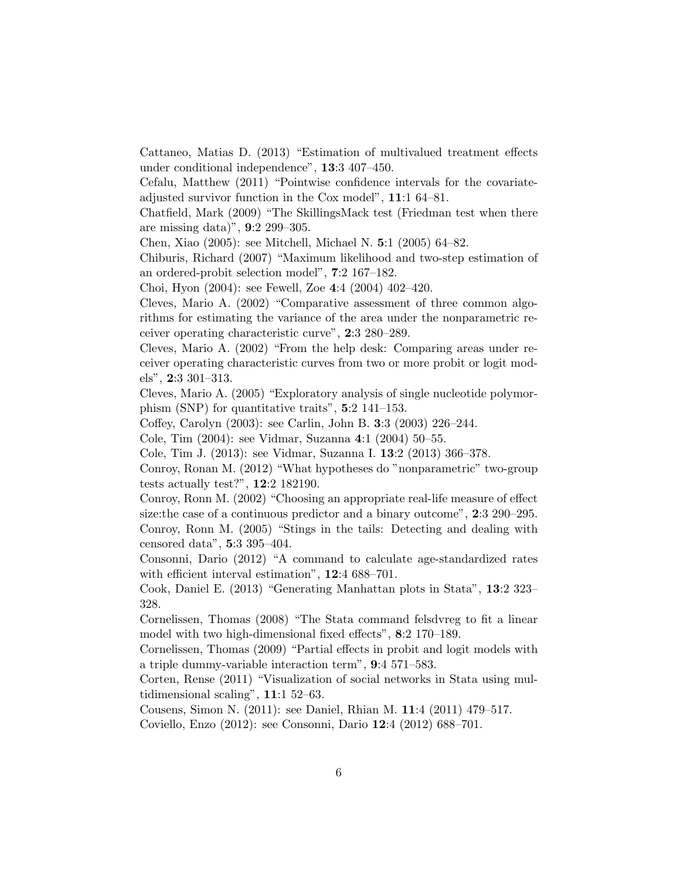Cattaneo, Matias D. (2013) “Estimation of multivalued treatment effects under conditional independence”, **13**:3 407–450.

Cefalu, Matthew (2011) “Pointwise confidence intervals for the covariate-adjusted survivor function in the Cox model”, **11**:1 64–81.

Chatfield, Mark (2009) “The SkillingsMack test (Friedman test when there are missing data)”, **9**:2 299–305.

Chen, Xiao (2005): see Mitchell, Michael N. **5**:1 (2005) 64–82.

Chiburis, Richard (2007) “Maximum likelihood and two-step estimation of an ordered-probit selection model”, **7**:2 167–182.

Choi, Hyon (2004): see Fewell, Zoe **4**:4 (2004) 402–420.

Cleves, Mario A. (2002) “Comparative assessment of three common algorithms for estimating the variance of the area under the nonparametric receiver operating characteristic curve”, **2**:3 280–289.

Cleves, Mario A. (2002) “From the help desk: Comparing areas under receiver operating characteristic curves from two or more probit or logit models”, **2**:3 301–313.

Cleves, Mario A. (2005) “Exploratory analysis of single nucleotide polymorphism (SNP) for quantitative traits”, **5**:2 141–153.

Coffey, Carolyn (2003): see Carlin, John B. **3**:3 (2003) 226–244.

Cole, Tim (2004): see Vidmar, Suzanna **4**:1 (2004) 50–55.

Cole, Tim J. (2013): see Vidmar, Suzanna I. **13**:2 (2013) 366–378.

Conroy, Ronan M. (2012) “What hypotheses do ”nonparametric” two-group tests actually test?”, **12**:2 182190.

Conroy, Ronn M. (2002) “Choosing an appropriate real-life measure of effect size:the case of a continuous predictor and a binary outcome”, **2**:3 290–295.

Conroy, Ronn M. (2005) “Stings in the tails: Detecting and dealing with censored data”, **5**:3 395–404.

Consonni, Dario (2012) “A command to calculate age-standardized rates with efficient interval estimation”, **12**:4 688–701.

Cook, Daniel E. (2013) “Generating Manhattan plots in Stata”, **13**:2 323–328.

Cornelissen, Thomas (2008) “The Stata command felsdvreg to fit a linear model with two high-dimensional fixed effects”, **8**:2 170–189.

Cornelissen, Thomas (2009) “Partial effects in probit and logit models with a triple dummy-variable interaction term”, **9**:4 571–583.

Corten, Rense (2011) “Visualization of social networks in Stata using multidimensional scaling”, **11**:1 52–63.

Cousens, Simon N. (2011): see Daniel, Rhian M. **11**:4 (2011) 479–517.

Coviello, Enzo (2012): see Consonni, Dario **12**:4 (2012) 688–701.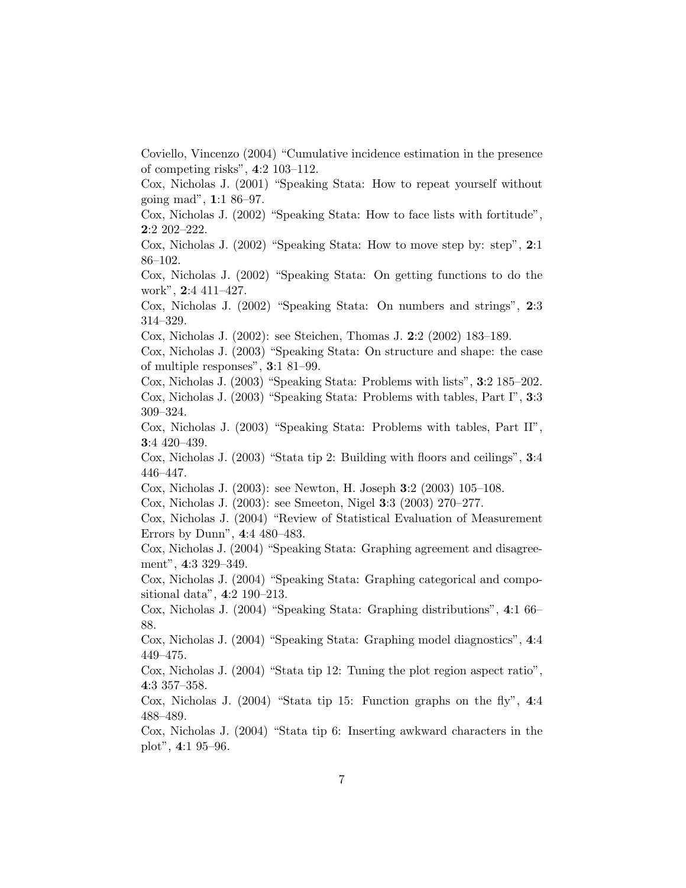Coviello, Vincenzo (2004) “Cumulative incidence estimation in the presence of competing risks”, **4**:2 103–112.

Cox, Nicholas J. (2001) “Speaking Stata: How to repeat yourself without going mad”, **1**:1 86–97.

Cox, Nicholas J. (2002) “Speaking Stata: How to face lists with fortitude”, **2**:2 202–222.

Cox, Nicholas J. (2002) “Speaking Stata: How to move step by: step”, **2**:1 86–102.

Cox, Nicholas J. (2002) “Speaking Stata: On getting functions to do the work”, **2**:4 411–427.

Cox, Nicholas J. (2002) “Speaking Stata: On numbers and strings”, **2**:3 314–329.

Cox, Nicholas J. (2002): see Steichen, Thomas J. **2**:2 (2002) 183–189.

Cox, Nicholas J. (2003) “Speaking Stata: On structure and shape: the case of multiple responses”, **3**:1 81–99.

Cox, Nicholas J. (2003) “Speaking Stata: Problems with lists”, **3**:2 185–202.

Cox, Nicholas J. (2003) “Speaking Stata: Problems with tables, Part I”, **3**:3 309–324.

Cox, Nicholas J. (2003) “Speaking Stata: Problems with tables, Part II”, **3**:4 420–439.

Cox, Nicholas J. (2003) “Stata tip 2: Building with floors and ceilings”, **3**:4 446–447.

Cox, Nicholas J. (2003): see Newton, H. Joseph **3**:2 (2003) 105–108.

Cox, Nicholas J. (2003): see Smeeton, Nigel **3**:3 (2003) 270–277.

Cox, Nicholas J. (2004) “Review of Statistical Evaluation of Measurement Errors by Dunn”, **4**:4 480–483.

Cox, Nicholas J. (2004) “Speaking Stata: Graphing agreement and disagreement”, **4**:3 329–349.

Cox, Nicholas J. (2004) “Speaking Stata: Graphing categorical and compositional data”, **4**:2 190–213.

Cox, Nicholas J. (2004) “Speaking Stata: Graphing distributions”, **4**:1 66–88.

Cox, Nicholas J. (2004) “Speaking Stata: Graphing model diagnostics”, **4**:4 449–475.

Cox, Nicholas J. (2004) “Stata tip 12: Tuning the plot region aspect ratio”, **4**:3 357–358.

Cox, Nicholas J. (2004) “Stata tip 15: Function graphs on the fly”, **4**:4 488–489.

Cox, Nicholas J. (2004) “Stata tip 6: Inserting awkward characters in the plot”, **4**:1 95–96.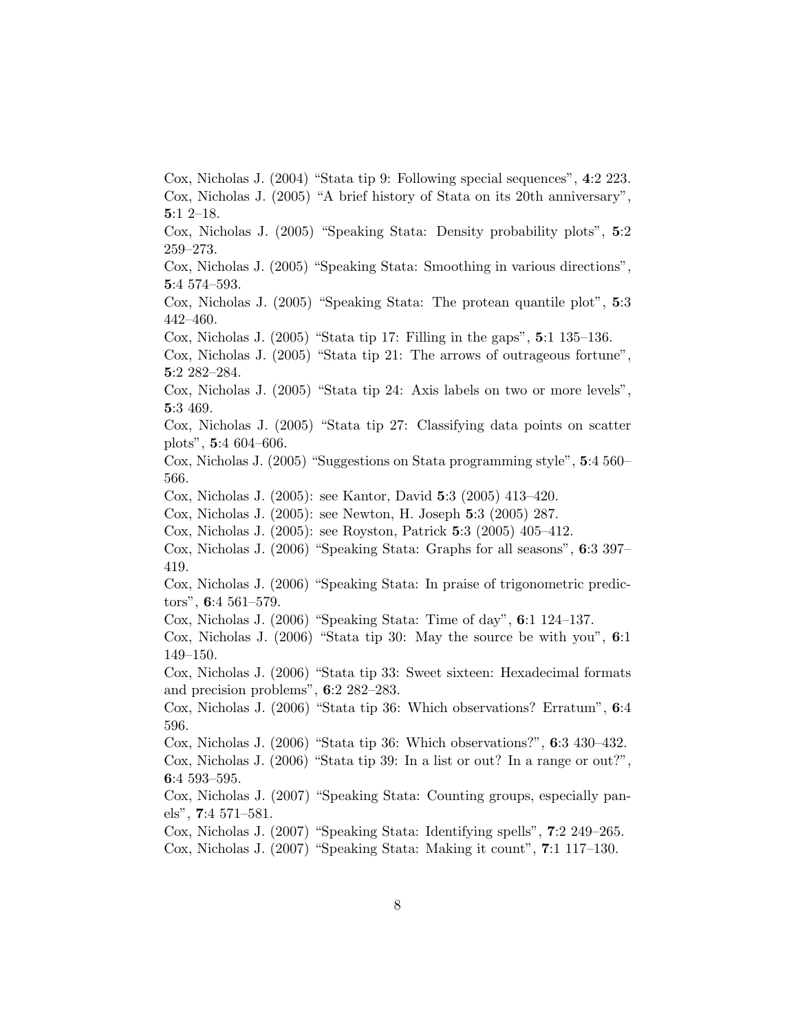Cox, Nicholas J. (2004) “Stata tip 9: Following special sequences”, **4**:2 223.

Cox, Nicholas J. (2005) “A brief history of Stata on its 20th anniversary”, **5**:1 2–18.

Cox, Nicholas J. (2005) “Speaking Stata: Density probability plots”, **5**:2 259–273.

Cox, Nicholas J. (2005) “Speaking Stata: Smoothing in various directions”, **5**:4 574–593.

Cox, Nicholas J. (2005) “Speaking Stata: The protean quantile plot”, **5**:3 442–460.

Cox, Nicholas J. (2005) “Stata tip 17: Filling in the gaps”, **5**:1 135–136.

Cox, Nicholas J. (2005) “Stata tip 21: The arrows of outrageous fortune”, **5**:2 282–284.

Cox, Nicholas J. (2005) “Stata tip 24: Axis labels on two or more levels”, **5**:3 469.

Cox, Nicholas J. (2005) “Stata tip 27: Classifying data points on scatter plots”, **5**:4 604–606.

Cox, Nicholas J. (2005) “Suggestions on Stata programming style”, **5**:4 560–566.

Cox, Nicholas J. (2005): see Kantor, David **5**:3 (2005) 413–420.

Cox, Nicholas J. (2005): see Newton, H. Joseph **5**:3 (2005) 287.

Cox, Nicholas J. (2005): see Royston, Patrick **5**:3 (2005) 405–412.

Cox, Nicholas J. (2006) “Speaking Stata: Graphs for all seasons”, **6**:3 397–419.

Cox, Nicholas J. (2006) “Speaking Stata: In praise of trigonometric predictors”, **6**:4 561–579.

Cox, Nicholas J. (2006) “Speaking Stata: Time of day”, **6**:1 124–137.

Cox, Nicholas J. (2006) “Stata tip 30: May the source be with you”, **6**:1 149–150.

Cox, Nicholas J. (2006) “Stata tip 33: Sweet sixteen: Hexadecimal formats and precision problems”, **6**:2 282–283.

Cox, Nicholas J. (2006) “Stata tip 36: Which observations? Erratum”, **6**:4 596.

Cox, Nicholas J. (2006) “Stata tip 36: Which observations?”, **6**:3 430–432.

Cox, Nicholas J. (2006) “Stata tip 39: In a list or out? In a range or out?”, **6**:4 593–595.

Cox, Nicholas J. (2007) “Speaking Stata: Counting groups, especially panels”, **7**:4 571–581.

Cox, Nicholas J. (2007) “Speaking Stata: Identifying spells”, **7**:2 249–265.

Cox, Nicholas J. (2007) “Speaking Stata: Making it count”, **7**:1 117–130.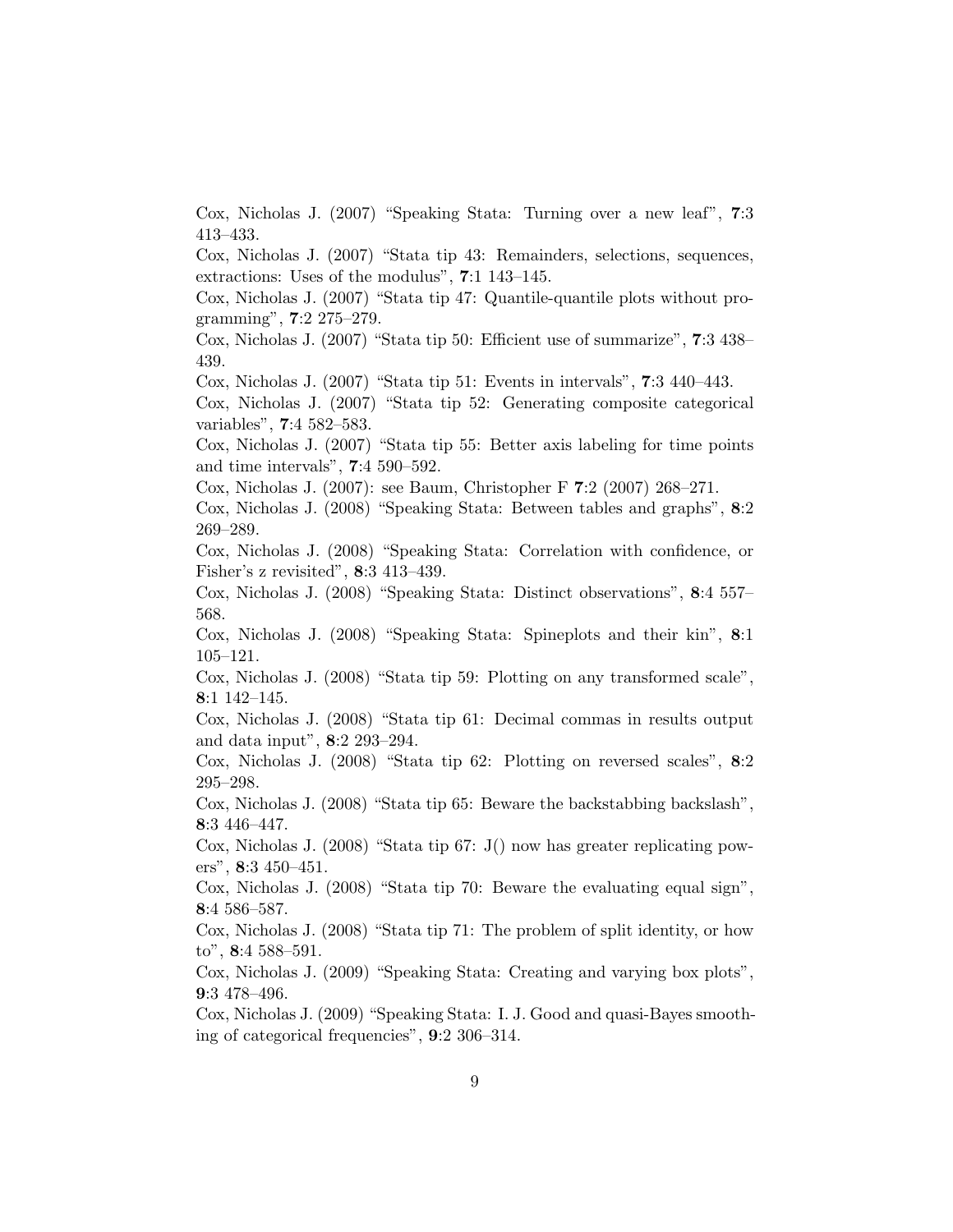Cox, Nicholas J. (2007) “Speaking Stata: Turning over a new leaf”, **7**:3 413–433.

Cox, Nicholas J. (2007) “Stata tip 43: Remainders, selections, sequences, extractions: Uses of the modulus”, **7**:1 143–145.

Cox, Nicholas J. (2007) “Stata tip 47: Quantile-quantile plots without programming”, **7**:2 275–279.

Cox, Nicholas J. (2007) “Stata tip 50: Efficient use of summarize”, **7**:3 438–439.

Cox, Nicholas J. (2007) “Stata tip 51: Events in intervals”, **7**:3 440–443.

Cox, Nicholas J. (2007) “Stata tip 52: Generating composite categorical variables”, **7**:4 582–583.

Cox, Nicholas J. (2007) “Stata tip 55: Better axis labeling for time points and time intervals”, **7**:4 590–592.

Cox, Nicholas J. (2007): see Baum, Christopher F **7**:2 (2007) 268–271.

Cox, Nicholas J. (2008) “Speaking Stata: Between tables and graphs”, **8**:2 269–289.

Cox, Nicholas J. (2008) “Speaking Stata: Correlation with confidence, or Fisher’s z revisited”, **8**:3 413–439.

Cox, Nicholas J. (2008) “Speaking Stata: Distinct observations”, **8**:4 557–568.

Cox, Nicholas J. (2008) “Speaking Stata: Spineplots and their kin”, **8**:1 105–121.

Cox, Nicholas J. (2008) “Stata tip 59: Plotting on any transformed scale”, **8**:1 142–145.

Cox, Nicholas J. (2008) “Stata tip 61: Decimal commas in results output and data input”, **8**:2 293–294.

Cox, Nicholas J. (2008) “Stata tip 62: Plotting on reversed scales”, **8**:2 295–298.

Cox, Nicholas J. (2008) “Stata tip 65: Beware the backstabbing backslash”, **8**:3 446–447.

Cox, Nicholas J. (2008) “Stata tip 67: J() now has greater replicating powers”, **8**:3 450–451.

Cox, Nicholas J. (2008) “Stata tip 70: Beware the evaluating equal sign”, **8**:4 586–587.

Cox, Nicholas J. (2008) “Stata tip 71: The problem of split identity, or how to”, **8**:4 588–591.

Cox, Nicholas J. (2009) “Speaking Stata: Creating and varying box plots”, **9**:3 478–496.

Cox, Nicholas J. (2009) “Speaking Stata: I. J. Good and quasi-Bayes smoothing of categorical frequencies”, **9**:2 306–314.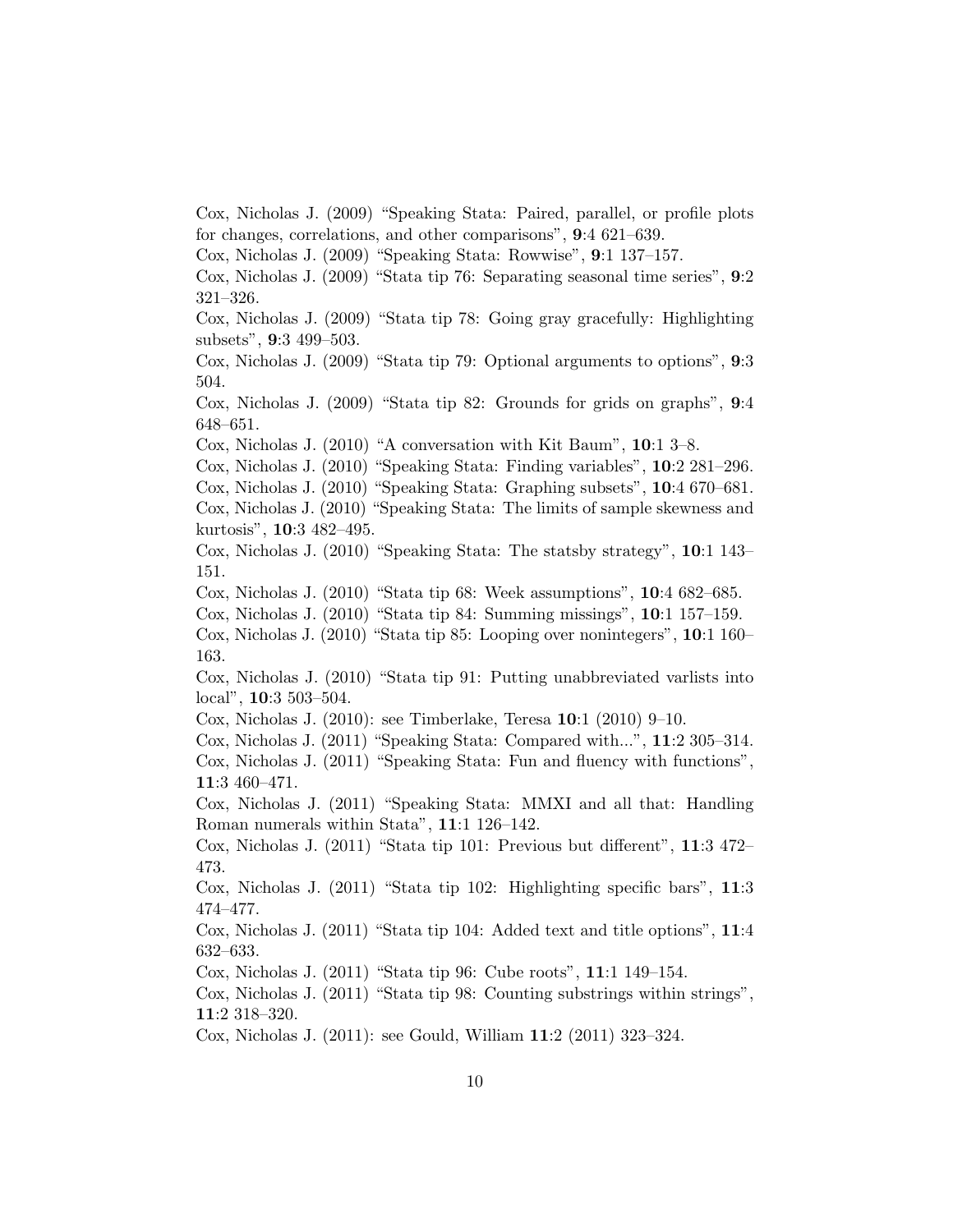Cox, Nicholas J. (2009) "Speaking Stata: Paired, parallel, or profile plots for changes, correlations, and other comparisons", **9**:4 621–639.

Cox, Nicholas J. (2009) "Speaking Stata: Rowwise", **9**:1 137–157.

Cox, Nicholas J. (2009) "Stata tip 76: Separating seasonal time series", **9**:2 321–326.

Cox, Nicholas J. (2009) "Stata tip 78: Going gray gracefully: Highlighting subsets", **9**:3 499–503.

Cox, Nicholas J. (2009) "Stata tip 79: Optional arguments to options", **9**:3 504.

Cox, Nicholas J. (2009) "Stata tip 82: Grounds for grids on graphs", **9**:4 648–651.

Cox, Nicholas J. (2010) "A conversation with Kit Baum", **10**:1 3–8.

Cox, Nicholas J. (2010) "Speaking Stata: Finding variables", **10**:2 281–296.

Cox, Nicholas J. (2010) "Speaking Stata: Graphing subsets", **10**:4 670–681.

Cox, Nicholas J. (2010) "Speaking Stata: The limits of sample skewness and kurtosis", **10**:3 482–495.

Cox, Nicholas J. (2010) "Speaking Stata: The statsby strategy", **10**:1 143–151.

Cox, Nicholas J. (2010) "Stata tip 68: Week assumptions", **10**:4 682–685.

Cox, Nicholas J. (2010) "Stata tip 84: Summing missings", **10**:1 157–159.

Cox, Nicholas J. (2010) "Stata tip 85: Looping over nonintegers", **10**:1 160–163.

Cox, Nicholas J. (2010) "Stata tip 91: Putting unabbreviated varlists into local", **10**:3 503–504.

Cox, Nicholas J. (2010): see Timberlake, Teresa **10**:1 (2010) 9–10.

Cox, Nicholas J. (2011) "Speaking Stata: Compared with...", **11**:2 305–314.

Cox, Nicholas J. (2011) "Speaking Stata: Fun and fluency with functions", **11**:3 460–471.

Cox, Nicholas J. (2011) "Speaking Stata: MMXI and all that: Handling Roman numerals within Stata", **11**:1 126–142.

Cox, Nicholas J. (2011) "Stata tip 101: Previous but different", **11**:3 472–473.

Cox, Nicholas J. (2011) "Stata tip 102: Highlighting specific bars", **11**:3 474–477.

Cox, Nicholas J. (2011) "Stata tip 104: Added text and title options", **11**:4 632–633.

Cox, Nicholas J. (2011) "Stata tip 96: Cube roots", **11**:1 149–154.

Cox, Nicholas J. (2011) "Stata tip 98: Counting substrings within strings", **11**:2 318–320.

Cox, Nicholas J. (2011): see Gould, William **11**:2 (2011) 323–324.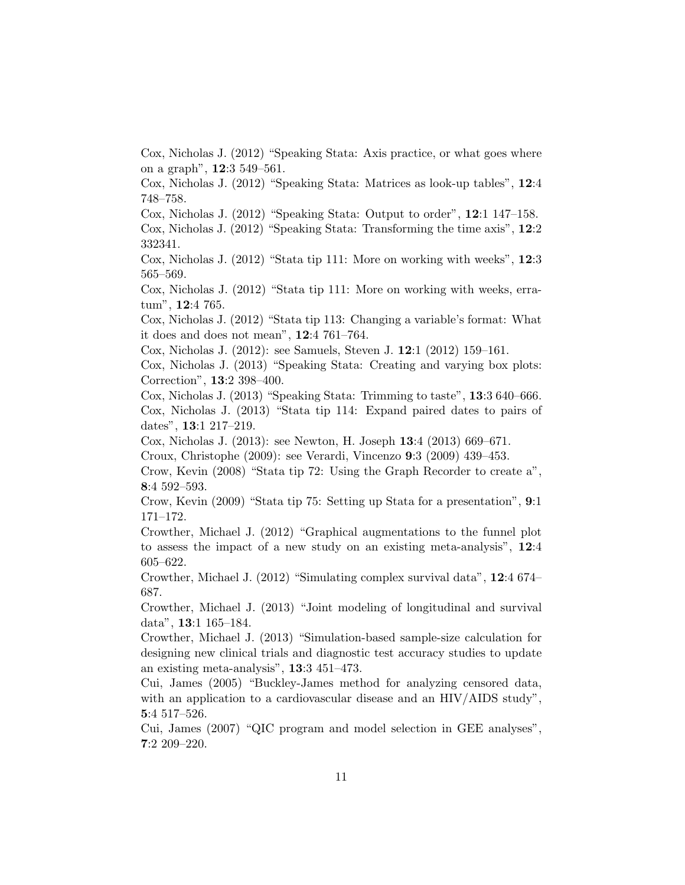Cox, Nicholas J. (2012) “Speaking Stata: Axis practice, or what goes where on a graph”, **12**:3 549–561.

Cox, Nicholas J. (2012) “Speaking Stata: Matrices as look-up tables”, **12**:4 748–758.

Cox, Nicholas J. (2012) “Speaking Stata: Output to order”, **12**:1 147–158.

Cox, Nicholas J. (2012) “Speaking Stata: Transforming the time axis”, **12**:2 332341.

Cox, Nicholas J. (2012) “Stata tip 111: More on working with weeks”, **12**:3 565–569.

Cox, Nicholas J. (2012) “Stata tip 111: More on working with weeks, erratum”, **12**:4 765.

Cox, Nicholas J. (2012) “Stata tip 113: Changing a variable’s format: What it does and does not mean”, **12**:4 761–764.

Cox, Nicholas J. (2012): see Samuels, Steven J. **12**:1 (2012) 159–161.

Cox, Nicholas J. (2013) “Speaking Stata: Creating and varying box plots: Correction”, **13**:2 398–400.

Cox, Nicholas J. (2013) “Speaking Stata: Trimming to taste”, **13**:3 640–666.

Cox, Nicholas J. (2013) “Stata tip 114: Expand paired dates to pairs of dates”, **13**:1 217–219.

Cox, Nicholas J. (2013): see Newton, H. Joseph **13**:4 (2013) 669–671.

Croux, Christophe (2009): see Verardi, Vincenzo **9**:3 (2009) 439–453.

Crow, Kevin (2008) “Stata tip 72: Using the Graph Recorder to create a”, **8**:4 592–593.

Crow, Kevin (2009) “Stata tip 75: Setting up Stata for a presentation”, **9**:1 171–172.

Crowther, Michael J. (2012) “Graphical augmentations to the funnel plot to assess the impact of a new study on an existing meta-analysis”, **12**:4 605–622.

Crowther, Michael J. (2012) “Simulating complex survival data”, **12**:4 674–687.

Crowther, Michael J. (2013) “Joint modeling of longitudinal and survival data”, **13**:1 165–184.

Crowther, Michael J. (2013) “Simulation-based sample-size calculation for designing new clinical trials and diagnostic test accuracy studies to update an existing meta-analysis”, **13**:3 451–473.

Cui, James (2005) “Buckley-James method for analyzing censored data, with an application to a cardiovascular disease and an HIV/AIDS study”, **5**:4 517–526.

Cui, James (2007) “QIC program and model selection in GEE analyses”, **7**:2 209–220.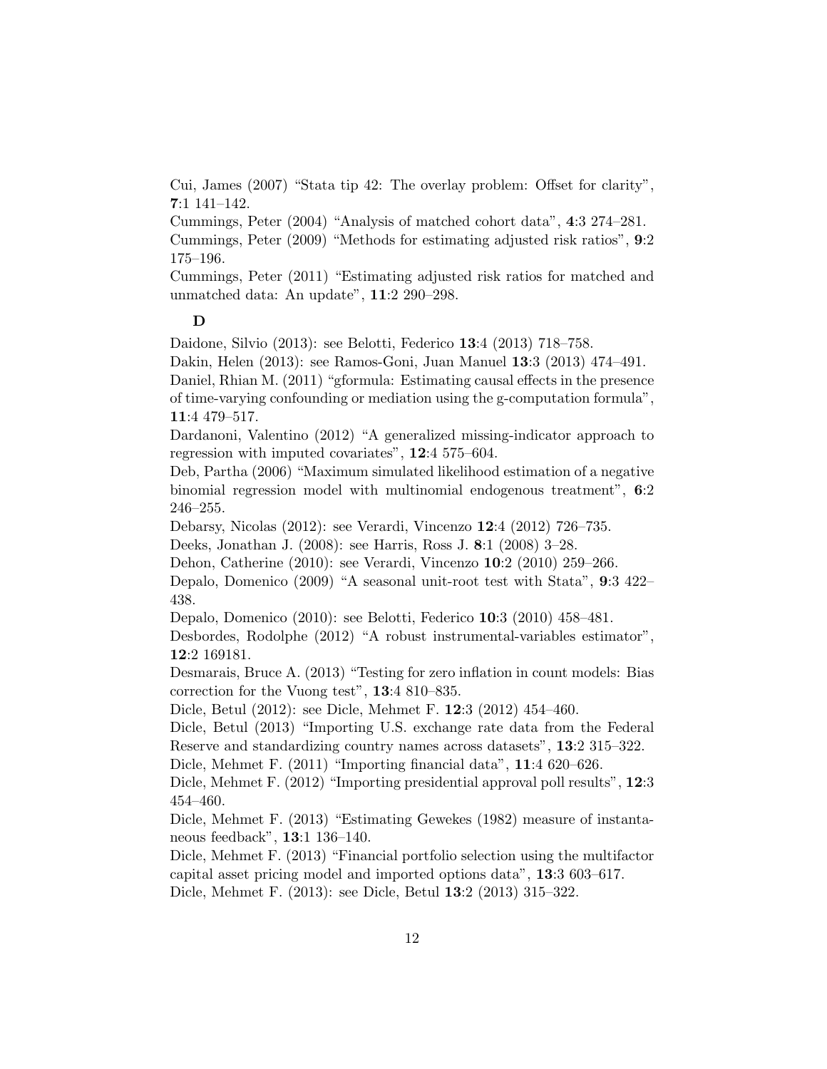Cui, James (2007) "Stata tip 42: The overlay problem: Offset for clarity", **7**:1 141–142.

Cummings, Peter (2004) "Analysis of matched cohort data", **4**:3 274–281.

Cummings, Peter (2009) "Methods for estimating adjusted risk ratios", **9**:2 175–196.

Cummings, Peter (2011) "Estimating adjusted risk ratios for matched and unmatched data: An update", **11**:2 290–298.

## D

Daidone, Silvio (2013): see Belotti, Federico **13**:4 (2013) 718–758.

Dakin, Helen (2013): see Ramos-Goni, Juan Manuel **13**:3 (2013) 474–491.

Daniel, Rhian M. (2011) "gformula: Estimating causal effects in the presence of time-varying confounding or mediation using the g-computation formula", **11**:4 479–517.

Dardanoni, Valentino (2012) "A generalized missing-indicator approach to regression with imputed covariates", **12**:4 575–604.

Deb, Partha (2006) "Maximum simulated likelihood estimation of a negative binomial regression model with multinomial endogenous treatment", **6**:2 246–255.

Debarsy, Nicolas (2012): see Verardi, Vincenzo **12**:4 (2012) 726–735.

Deeks, Jonathan J. (2008): see Harris, Ross J. **8**:1 (2008) 3–28.

Dehon, Catherine (2010): see Verardi, Vincenzo **10**:2 (2010) 259–266.

Depalo, Domenico (2009) "A seasonal unit-root test with Stata", **9**:3 422–438.

Depalo, Domenico (2010): see Belotti, Federico **10**:3 (2010) 458–481.

Desbordes, Rodolphe (2012) "A robust instrumental-variables estimator", **12**:2 169181.

Desmarais, Bruce A. (2013) "Testing for zero inflation in count models: Bias correction for the Vuong test", **13**:4 810–835.

Dicle, Betul (2012): see Dicle, Mehmet F. **12**:3 (2012) 454–460.

Dicle, Betul (2013) "Importing U.S. exchange rate data from the Federal Reserve and standardizing country names across datasets", **13**:2 315–322.

Dicle, Mehmet F. (2011) "Importing financial data", **11**:4 620–626.

Dicle, Mehmet F. (2012) "Importing presidential approval poll results", **12**:3 454–460.

Dicle, Mehmet F. (2013) "Estimating Gewekes (1982) measure of instantaneous feedback", **13**:1 136–140.

Dicle, Mehmet F. (2013) "Financial portfolio selection using the multifactor capital asset pricing model and imported options data", **13**:3 603–617.

Dicle, Mehmet F. (2013): see Dicle, Betul **13**:2 (2013) 315–322.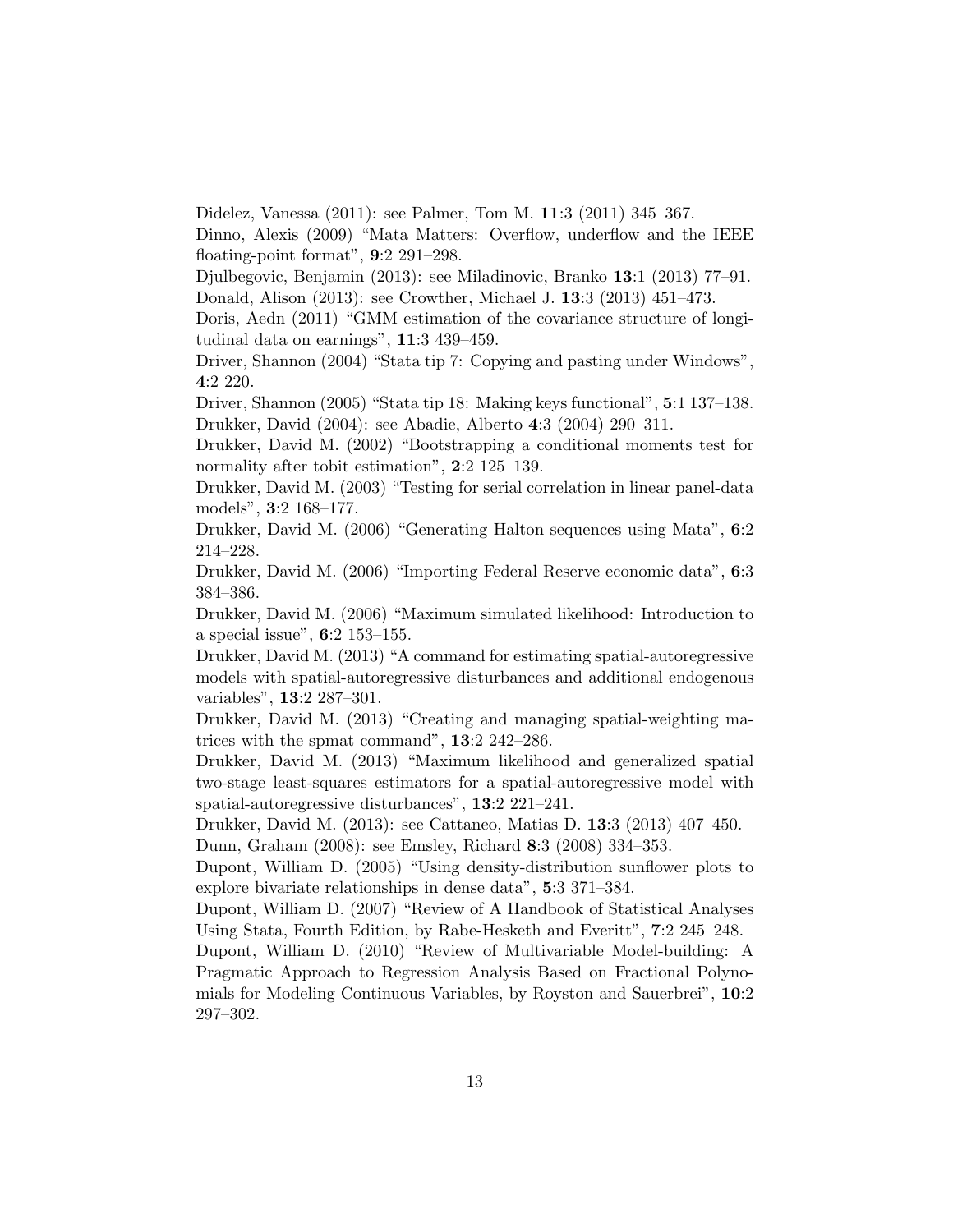Didelez, Vanessa (2011): see Palmer, Tom M. **11**:3 (2011) 345–367.

Dinno, Alexis (2009) “Mata Matters: Overflow, underflow and the IEEE floating-point format”, **9**:2 291–298.

Djulbegovic, Benjamin (2013): see Miladinovic, Branko **13**:1 (2013) 77–91.

Donald, Alison (2013): see Crowther, Michael J. **13**:3 (2013) 451–473.

Doris, Aedn (2011) “GMM estimation of the covariance structure of longitudinal data on earnings”, **11**:3 439–459.

Driver, Shannon (2004) “Stata tip 7: Copying and pasting under Windows”, **4**:2 220.

Driver, Shannon (2005) “Stata tip 18: Making keys functional”, **5**:1 137–138.

Drukker, David (2004): see Abadie, Alberto **4**:3 (2004) 290–311.

Drukker, David M. (2002) “Bootstrapping a conditional moments test for normality after tobit estimation”, **2**:2 125–139.

Drukker, David M. (2003) “Testing for serial correlation in linear panel-data models”, **3**:2 168–177.

Drukker, David M. (2006) “Generating Halton sequences using Mata”, **6**:2 214–228.

Drukker, David M. (2006) “Importing Federal Reserve economic data”, **6**:3 384–386.

Drukker, David M. (2006) “Maximum simulated likelihood: Introduction to a special issue”, **6**:2 153–155.

Drukker, David M. (2013) “A command for estimating spatial-autoregressive models with spatial-autoregressive disturbances and additional endogenous variables”, **13**:2 287–301.

Drukker, David M. (2013) “Creating and managing spatial-weighting matrices with the spmat command”, **13**:2 242–286.

Drukker, David M. (2013) “Maximum likelihood and generalized spatial two-stage least-squares estimators for a spatial-autoregressive model with spatial-autoregressive disturbances”, **13**:2 221–241.

Drukker, David M. (2013): see Cattaneo, Matias D. **13**:3 (2013) 407–450.

Dunn, Graham (2008): see Emsley, Richard **8**:3 (2008) 334–353.

Dupont, William D. (2005) “Using density-distribution sunflower plots to explore bivariate relationships in dense data”, **5**:3 371–384.

Dupont, William D. (2007) “Review of A Handbook of Statistical Analyses Using Stata, Fourth Edition, by Rabe-Hesketh and Everitt”, **7**:2 245–248.

Dupont, William D. (2010) “Review of Multivariable Model-building: A Pragmatic Approach to Regression Analysis Based on Fractional Polynomials for Modeling Continuous Variables, by Royston and Sauerbrei”, **10**:2 297–302.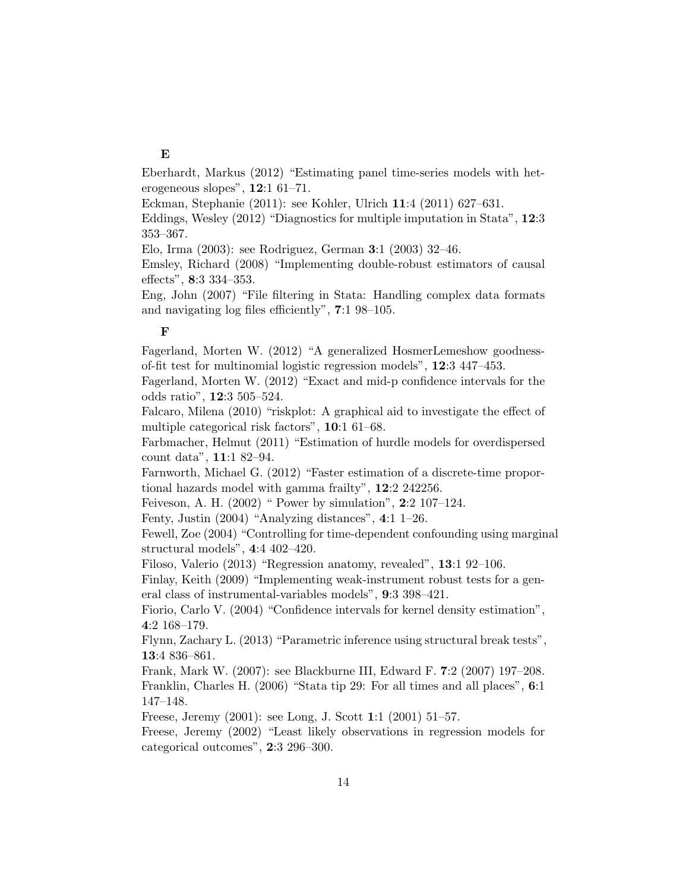**E**

Eberhardt, Markus (2012) "Estimating panel time-series models with heterogeneous slopes", **12**:1 61–71.

Eckman, Stephanie (2011): see Kohler, Ulrich **11**:4 (2011) 627–631.

Eddings, Wesley (2012) "Diagnostics for multiple imputation in Stata", **12**:3 353–367.

Elo, Irma (2003): see Rodriguez, German **3**:1 (2003) 32–46.

Emsley, Richard (2008) "Implementing double-robust estimators of causal effects", **8**:3 334–353.

Eng, John (2007) "File filtering in Stata: Handling complex data formats and navigating log files efficiently", **7**:1 98–105.

**F**

Fagerland, Morten W. (2012) "A generalized HosmerLemeshow goodness-of-fit test for multinomial logistic regression models", **12**:3 447–453.

Fagerland, Morten W. (2012) "Exact and mid-p confidence intervals for the odds ratio", **12**:3 505–524.

Falcaro, Milena (2010) "riskplot: A graphical aid to investigate the effect of multiple categorical risk factors", **10**:1 61–68.

Farbmacher, Helmut (2011) "Estimation of hurdle models for overdispersed count data", **11**:1 82–94.

Farnworth, Michael G. (2012) "Faster estimation of a discrete-time proportional hazards model with gamma frailty", **12**:2 242256.

Feiveson, A. H. (2002) " Power by simulation", **2**:2 107–124.

Fenty, Justin (2004) "Analyzing distances", **4**:1 1–26.

Fewell, Zoe (2004) "Controlling for time-dependent confounding using marginal structural models", **4**:4 402–420.

Filoso, Valerio (2013) "Regression anatomy, revealed", **13**:1 92–106.

Finlay, Keith (2009) "Implementing weak-instrument robust tests for a general class of instrumental-variables models", **9**:3 398–421.

Fiorio, Carlo V. (2004) "Confidence intervals for kernel density estimation", **4**:2 168–179.

Flynn, Zachary L. (2013) "Parametric inference using structural break tests", **13**:4 836–861.

Frank, Mark W. (2007): see Blackburne III, Edward F. **7**:2 (2007) 197–208.

Franklin, Charles H. (2006) "Stata tip 29: For all times and all places", **6**:1 147–148.

Freese, Jeremy (2001): see Long, J. Scott **1**:1 (2001) 51–57.

Freese, Jeremy (2002) "Least likely observations in regression models for categorical outcomes", **2**:3 296–300.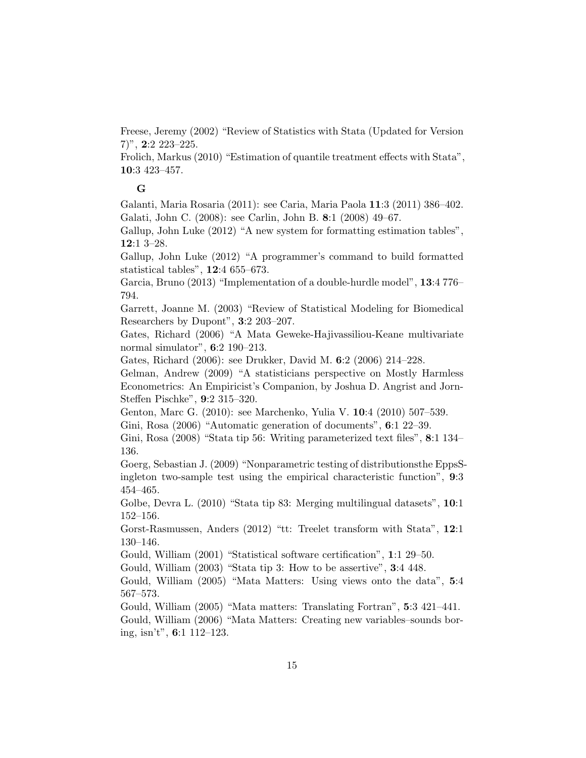Freese, Jeremy (2002) "Review of Statistics with Stata (Updated for Version 7)", **2**:2 223–225.

Frolich, Markus (2010) "Estimation of quantile treatment effects with Stata", **10**:3 423–457.

## G

Galanti, Maria Rosaria (2011): see Caria, Maria Paola **11**:3 (2011) 386–402.

Galati, John C. (2008): see Carlin, John B. **8**:1 (2008) 49–67.

Gallup, John Luke (2012) "A new system for formatting estimation tables", **12**:1 3–28.

Gallup, John Luke (2012) "A programmer's command to build formatted statistical tables", **12**:4 655–673.

Garcia, Bruno (2013) "Implementation of a double-hurdle model", **13**:4 776–794.

Garrett, Joanne M. (2003) "Review of Statistical Modeling for Biomedical Researchers by Dupont", **3**:2 203–207.

Gates, Richard (2006) "A Mata Geweke-Hajivassiliou-Keane multivariate normal simulator", **6**:2 190–213.

Gates, Richard (2006): see Drukker, David M. **6**:2 (2006) 214–228.

Gelman, Andrew (2009) "A statisticians perspective on Mostly Harmless Econometrics: An Empiricist's Companion, by Joshua D. Angrist and Jorn-Steffen Pischke", **9**:2 315–320.

Genton, Marc G. (2010): see Marchenko, Yulia V. **10**:4 (2010) 507–539.

Gini, Rosa (2006) "Automatic generation of documents", **6**:1 22–39.

Gini, Rosa (2008) "Stata tip 56: Writing parameterized text files", **8**:1 134–136.

Goerg, Sebastian J. (2009) "Nonparametric testing of distributionsthe EppsSingleton two-sample test using the empirical characteristic function", **9**:3 454–465.

Golbe, Devra L. (2010) "Stata tip 83: Merging multilingual datasets", **10**:1 152–156.

Gorst-Rasmussen, Anders (2012) "tt: Treelet transform with Stata", **12**:1 130–146.

Gould, William (2001) "Statistical software certification", **1**:1 29–50.

Gould, William (2003) "Stata tip 3: How to be assertive", **3**:4 448.

Gould, William (2005) "Mata Matters: Using views onto the data", **5**:4 567–573.

Gould, William (2005) "Mata matters: Translating Fortran", **5**:3 421–441.

Gould, William (2006) "Mata Matters: Creating new variables–sounds boring, isn't", **6**:1 112–123.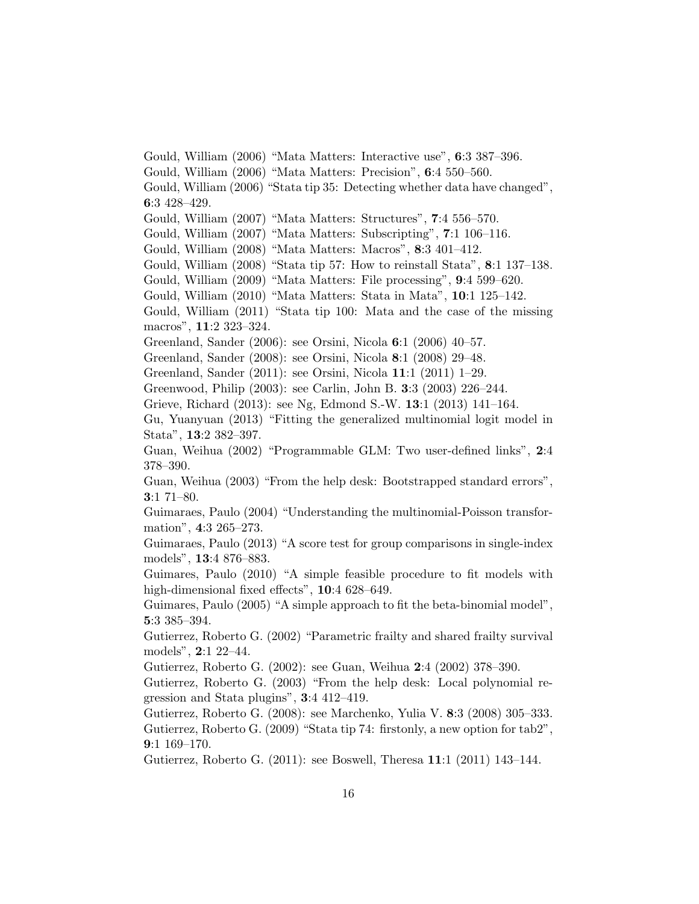Gould, William (2006) “Mata Matters: Interactive use”, **6**:3 387–396.

Gould, William (2006) “Mata Matters: Precision”, **6**:4 550–560.

Gould, William (2006) “Stata tip 35: Detecting whether data have changed”, **6**:3 428–429.

Gould, William (2007) “Mata Matters: Structures”, **7**:4 556–570.

Gould, William (2007) “Mata Matters: Subscripting”, **7**:1 106–116.

Gould, William (2008) “Mata Matters: Macros”, **8**:3 401–412.

Gould, William (2008) “Stata tip 57: How to reinstall Stata”, **8**:1 137–138.

Gould, William (2009) “Mata Matters: File processing”, **9**:4 599–620.

Gould, William (2010) “Mata Matters: Stata in Mata”, **10**:1 125–142.

Gould, William (2011) “Stata tip 100: Mata and the case of the missing macros”, **11**:2 323–324.

Greenland, Sander (2006): see Orsini, Nicola **6**:1 (2006) 40–57.

Greenland, Sander (2008): see Orsini, Nicola **8**:1 (2008) 29–48.

Greenland, Sander (2011): see Orsini, Nicola **11**:1 (2011) 1–29.

Greenwood, Philip (2003): see Carlin, John B. **3**:3 (2003) 226–244.

Grieve, Richard (2013): see Ng, Edmond S.-W. **13**:1 (2013) 141–164.

Gu, Yuanyuan (2013) “Fitting the generalized multinomial logit model in Stata”, **13**:2 382–397.

Guan, Weihua (2002) “Programmable GLM: Two user-defined links”, **2**:4 378–390.

Guan, Weihua (2003) “From the help desk: Bootstrapped standard errors”, **3**:1 71–80.

Guimaraes, Paulo (2004) “Understanding the multinomial-Poisson transformation”, **4**:3 265–273.

Guimaraes, Paulo (2013) “A score test for group comparisons in single-index models”, **13**:4 876–883.

Guimares, Paulo (2010) “A simple feasible procedure to fit models with high-dimensional fixed effects”, **10**:4 628–649.

Guimares, Paulo (2005) “A simple approach to fit the beta-binomial model”, **5**:3 385–394.

Gutierrez, Roberto G. (2002) “Parametric frailty and shared frailty survival models”, **2**:1 22–44.

Gutierrez, Roberto G. (2002): see Guan, Weihua **2**:4 (2002) 378–390.

Gutierrez, Roberto G. (2003) “From the help desk: Local polynomial regression and Stata plugins”, **3**:4 412–419.

Gutierrez, Roberto G. (2008): see Marchenko, Yulia V. **8**:3 (2008) 305–333.

Gutierrez, Roberto G. (2009) “Stata tip 74: firstonly, a new option for tab2”, **9**:1 169–170.

Gutierrez, Roberto G. (2011): see Boswell, Theresa **11**:1 (2011) 143–144.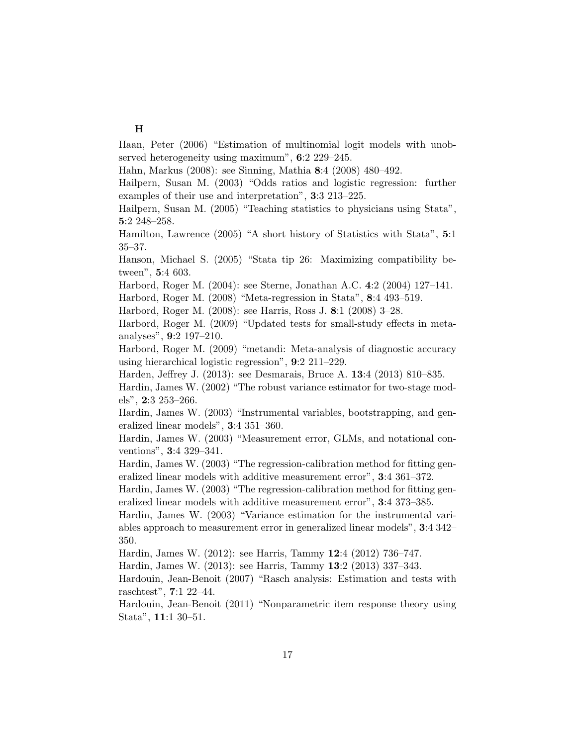## H

Haan, Peter (2006) "Estimation of multinomial logit models with unobserved heterogeneity using maximum", **6**:2 229–245.

Hahn, Markus (2008): see Sinning, Mathia **8**:4 (2008) 480–492.

Hailpern, Susan M. (2003) "Odds ratios and logistic regression: further examples of their use and interpretation", **3**:3 213–225.

Hailpern, Susan M. (2005) "Teaching statistics to physicians using Stata", **5**:2 248–258.

Hamilton, Lawrence (2005) "A short history of Statistics with Stata", **5**:1 35–37.

Hanson, Michael S. (2005) "Stata tip 26: Maximizing compatibility between", **5**:4 603.

Harbord, Roger M. (2004): see Sterne, Jonathan A.C. **4**:2 (2004) 127–141.

Harbord, Roger M. (2008) "Meta-regression in Stata", **8**:4 493–519.

Harbord, Roger M. (2008): see Harris, Ross J. **8**:1 (2008) 3–28.

Harbord, Roger M. (2009) "Updated tests for small-study effects in meta-analyses", **9**:2 197–210.

Harbord, Roger M. (2009) "metandi: Meta-analysis of diagnostic accuracy using hierarchical logistic regression", **9**:2 211–229.

Harden, Jeffrey J. (2013): see Desmarais, Bruce A. **13**:4 (2013) 810–835.

Hardin, James W. (2002) "The robust variance estimator for two-stage models", **2**:3 253–266.

Hardin, James W. (2003) "Instrumental variables, bootstrapping, and generalized linear models", **3**:4 351–360.

Hardin, James W. (2003) "Measurement error, GLMs, and notational conventions", **3**:4 329–341.

Hardin, James W. (2003) "The regression-calibration method for fitting generalized linear models with additive measurement error", **3**:4 361–372.

Hardin, James W. (2003) "The regression-calibration method for fitting generalized linear models with additive measurement error", **3**:4 373–385.

Hardin, James W. (2003) "Variance estimation for the instrumental variables approach to measurement error in generalized linear models", **3**:4 342–350.

Hardin, James W. (2012): see Harris, Tammy **12**:4 (2012) 736–747.

Hardin, James W. (2013): see Harris, Tammy **13**:2 (2013) 337–343.

Hardouin, Jean-Benoit (2007) "Rasch analysis: Estimation and tests with raschtest", **7**:1 22–44.

Hardouin, Jean-Benoit (2011) "Nonparametric item response theory using Stata", **11**:1 30–51.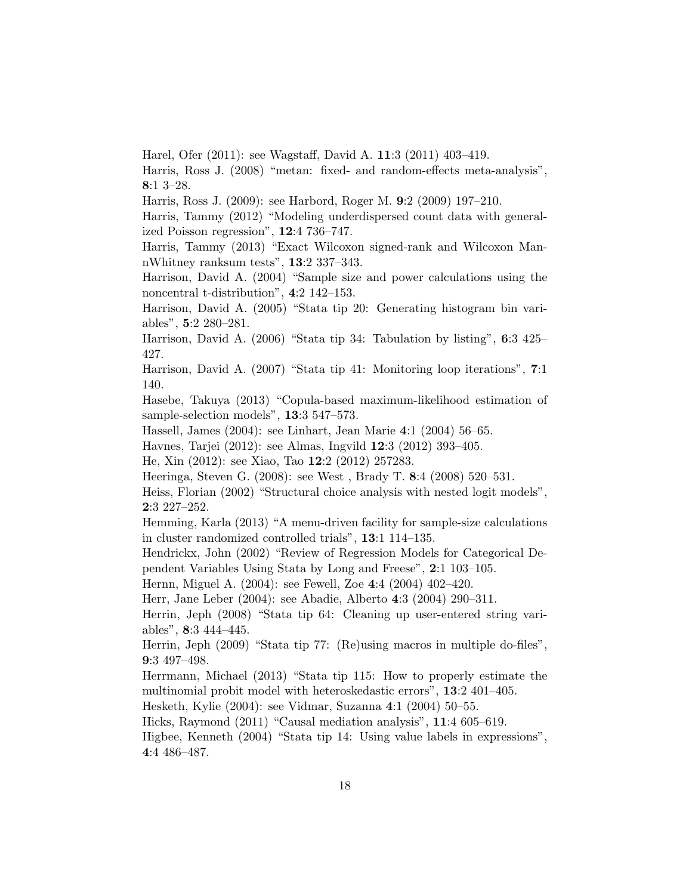Harel, Ofer (2011): see Wagstaff, David A. **11**:3 (2011) 403–419.

Harris, Ross J. (2008) "metan: fixed- and random-effects meta-analysis", **8**:1 3–28.

Harris, Ross J. (2009): see Harbord, Roger M. **9**:2 (2009) 197–210.

Harris, Tammy (2012) "Modeling underdispersed count data with generalized Poisson regression", **12**:4 736–747.

Harris, Tammy (2013) "Exact Wilcoxon signed-rank and Wilcoxon MannWhitney ranksum tests", **13**:2 337–343.

Harrison, David A. (2004) "Sample size and power calculations using the noncentral t-distribution", **4**:2 142–153.

Harrison, David A. (2005) "Stata tip 20: Generating histogram bin variables", **5**:2 280–281.

Harrison, David A. (2006) "Stata tip 34: Tabulation by listing", **6**:3 425–427.

Harrison, David A. (2007) "Stata tip 41: Monitoring loop iterations", **7**:1 140.

Hasebe, Takuya (2013) "Copula-based maximum-likelihood estimation of sample-selection models", **13**:3 547–573.

Hassell, James (2004): see Linhart, Jean Marie **4**:1 (2004) 56–65.

Havnes, Tarjei (2012): see Almas, Ingvild **12**:3 (2012) 393–405.

He, Xin (2012): see Xiao, Tao **12**:2 (2012) 257283.

Heeringa, Steven G. (2008): see West , Brady T. **8**:4 (2008) 520–531.

Heiss, Florian (2002) "Structural choice analysis with nested logit models", **2**:3 227–252.

Hemming, Karla (2013) "A menu-driven facility for sample-size calculations in cluster randomized controlled trials", **13**:1 114–135.

Hendrickx, John (2002) "Review of Regression Models for Categorical Dependent Variables Using Stata by Long and Freese", **2**:1 103–105.

Hernn, Miguel A. (2004): see Fewell, Zoe **4**:4 (2004) 402–420.

Herr, Jane Leber (2004): see Abadie, Alberto **4**:3 (2004) 290–311.

Herrin, Jeph (2008) "Stata tip 64: Cleaning up user-entered string variables", **8**:3 444–445.

Herrin, Jeph (2009) "Stata tip 77: (Re)using macros in multiple do-files", **9**:3 497–498.

Herrmann, Michael (2013) "Stata tip 115: How to properly estimate the multinomial probit model with heteroskedastic errors", **13**:2 401–405.

Hesketh, Kylie (2004): see Vidmar, Suzanna **4**:1 (2004) 50–55.

Hicks, Raymond (2011) "Causal mediation analysis", **11**:4 605–619.

Higbee, Kenneth (2004) "Stata tip 14: Using value labels in expressions", **4**:4 486–487.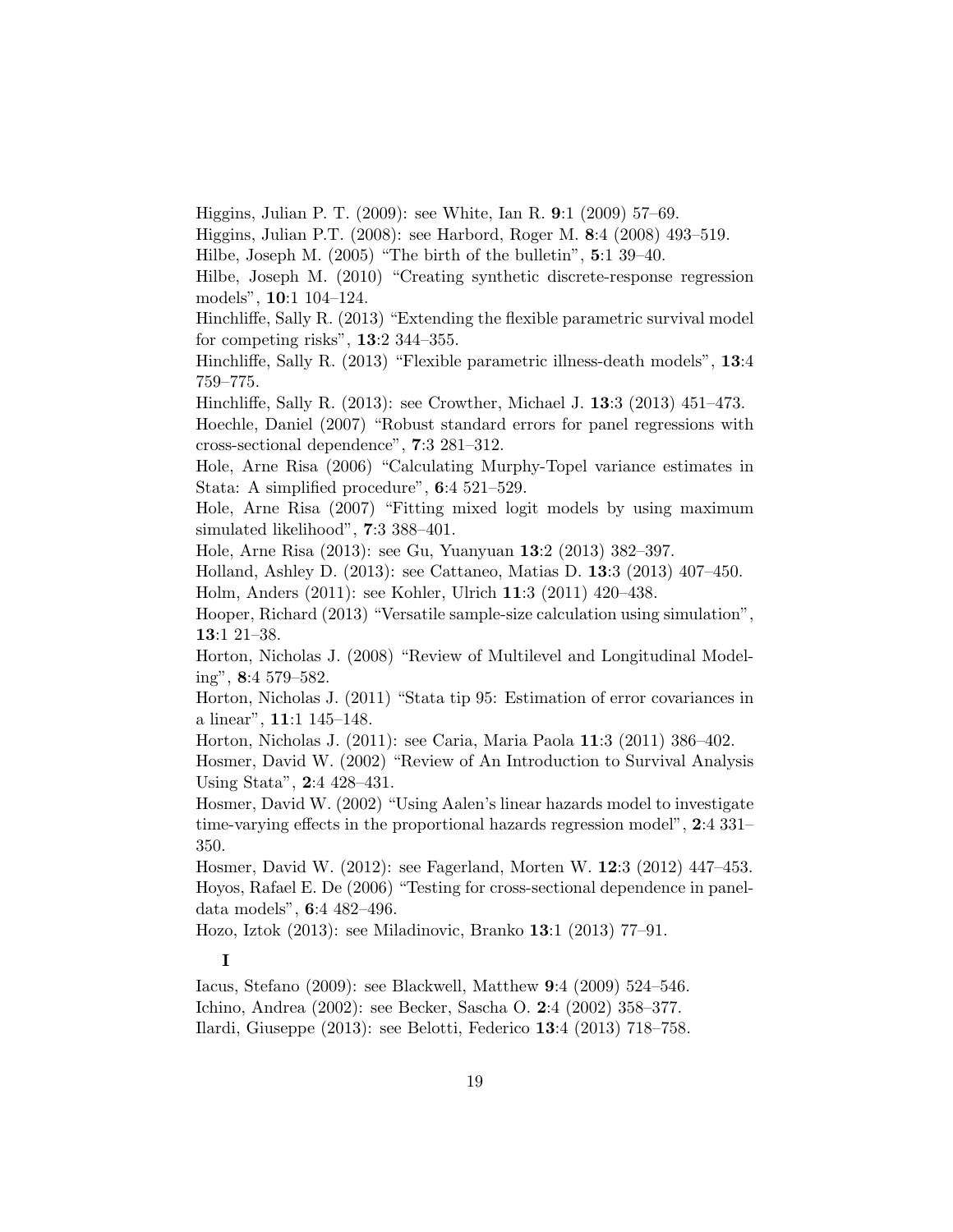Higgins, Julian P. T. (2009): see White, Ian R. **9**:1 (2009) 57–69.

Higgins, Julian P.T. (2008): see Harbord, Roger M. **8**:4 (2008) 493–519.

Hilbe, Joseph M. (2005) "The birth of the bulletin", **5**:1 39–40.

Hilbe, Joseph M. (2010) "Creating synthetic discrete-response regression models", **10**:1 104–124.

Hinchliffe, Sally R. (2013) "Extending the flexible parametric survival model for competing risks", **13**:2 344–355.

Hinchliffe, Sally R. (2013) "Flexible parametric illness-death models", **13**:4 759–775.

Hinchliffe, Sally R. (2013): see Crowther, Michael J. **13**:3 (2013) 451–473.

Hoechle, Daniel (2007) "Robust standard errors for panel regressions with cross-sectional dependence", **7**:3 281–312.

Hole, Arne Risa (2006) "Calculating Murphy-Topel variance estimates in Stata: A simplified procedure", **6**:4 521–529.

Hole, Arne Risa (2007) "Fitting mixed logit models by using maximum simulated likelihood", **7**:3 388–401.

Hole, Arne Risa (2013): see Gu, Yuanyuan **13**:2 (2013) 382–397.

Holland, Ashley D. (2013): see Cattaneo, Matias D. **13**:3 (2013) 407–450.

Holm, Anders (2011): see Kohler, Ulrich **11**:3 (2011) 420–438.

Hooper, Richard (2013) "Versatile sample-size calculation using simulation", **13**:1 21–38.

Horton, Nicholas J. (2008) "Review of Multilevel and Longitudinal Modeling", **8**:4 579–582.

Horton, Nicholas J. (2011) "Stata tip 95: Estimation of error covariances in a linear", **11**:1 145–148.

Horton, Nicholas J. (2011): see Caria, Maria Paola **11**:3 (2011) 386–402.

Hosmer, David W. (2002) "Review of An Introduction to Survival Analysis Using Stata", **2**:4 428–431.

Hosmer, David W. (2002) "Using Aalen's linear hazards model to investigate time-varying effects in the proportional hazards regression model", **2**:4 331–350.

Hosmer, David W. (2012): see Fagerland, Morten W. **12**:3 (2012) 447–453.

Hoyos, Rafael E. De (2006) "Testing for cross-sectional dependence in panel-data models", **6**:4 482–496.

Hozo, Iztok (2013): see Miladinovic, Branko **13**:1 (2013) 77–91.

**I**

Iacus, Stefano (2009): see Blackwell, Matthew **9**:4 (2009) 524–546.

Ichino, Andrea (2002): see Becker, Sascha O. **2**:4 (2002) 358–377.

Ilardi, Giuseppe (2013): see Belotti, Federico **13**:4 (2013) 718–758.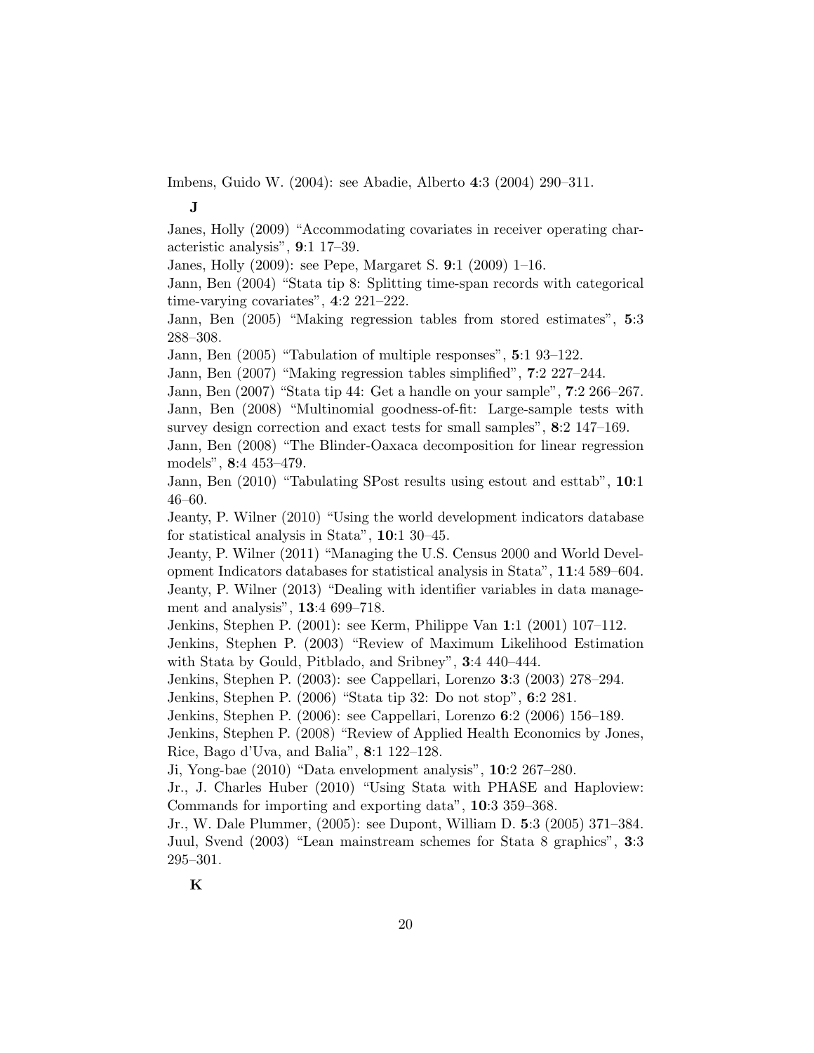Imbens, Guido W. (2004): see Abadie, Alberto **4**:3 (2004) 290–311.

**J**

Janes, Holly (2009) "Accommodating covariates in receiver operating characteristic analysis", **9**:1 17–39.

Janes, Holly (2009): see Pepe, Margaret S. **9**:1 (2009) 1–16.

Jann, Ben (2004) "Stata tip 8: Splitting time-span records with categorical time-varying covariates", **4**:2 221–222.

Jann, Ben (2005) "Making regression tables from stored estimates", **5**:3 288–308.

Jann, Ben (2005) "Tabulation of multiple responses", **5**:1 93–122.

Jann, Ben (2007) "Making regression tables simplified", **7**:2 227–244.

Jann, Ben (2007) "Stata tip 44: Get a handle on your sample", **7**:2 266–267.

Jann, Ben (2008) "Multinomial goodness-of-fit: Large-sample tests with survey design correction and exact tests for small samples", **8**:2 147–169.

Jann, Ben (2008) "The Blinder-Oaxaca decomposition for linear regression models", **8**:4 453–479.

Jann, Ben (2010) "Tabulating SPost results using estout and esttab", **10**:1 46–60.

Jeanty, P. Wilner (2010) "Using the world development indicators database for statistical analysis in Stata", **10**:1 30–45.

Jeanty, P. Wilner (2011) "Managing the U.S. Census 2000 and World Development Indicators databases for statistical analysis in Stata", **11**:4 589–604.

Jeanty, P. Wilner (2013) "Dealing with identifier variables in data management and analysis", **13**:4 699–718.

Jenkins, Stephen P. (2001): see Kerm, Philippe Van **1**:1 (2001) 107–112.

Jenkins, Stephen P. (2003) "Review of Maximum Likelihood Estimation with Stata by Gould, Pitblado, and Sribney", **3**:4 440–444.

Jenkins, Stephen P. (2003): see Cappellari, Lorenzo **3**:3 (2003) 278–294.

Jenkins, Stephen P. (2006) "Stata tip 32: Do not stop", **6**:2 281.

Jenkins, Stephen P. (2006): see Cappellari, Lorenzo **6**:2 (2006) 156–189.

Jenkins, Stephen P. (2008) "Review of Applied Health Economics by Jones, Rice, Bago d'Uva, and Balia", **8**:1 122–128.

Ji, Yong-bae (2010) "Data envelopment analysis", **10**:2 267–280.

Jr., J. Charles Huber (2010) "Using Stata with PHASE and Haploview: Commands for importing and exporting data", **10**:3 359–368.

Jr., W. Dale Plummer, (2005): see Dupont, William D. **5**:3 (2005) 371–384.

Juul, Svend (2003) "Lean mainstream schemes for Stata 8 graphics", **3**:3 295–301.

**K**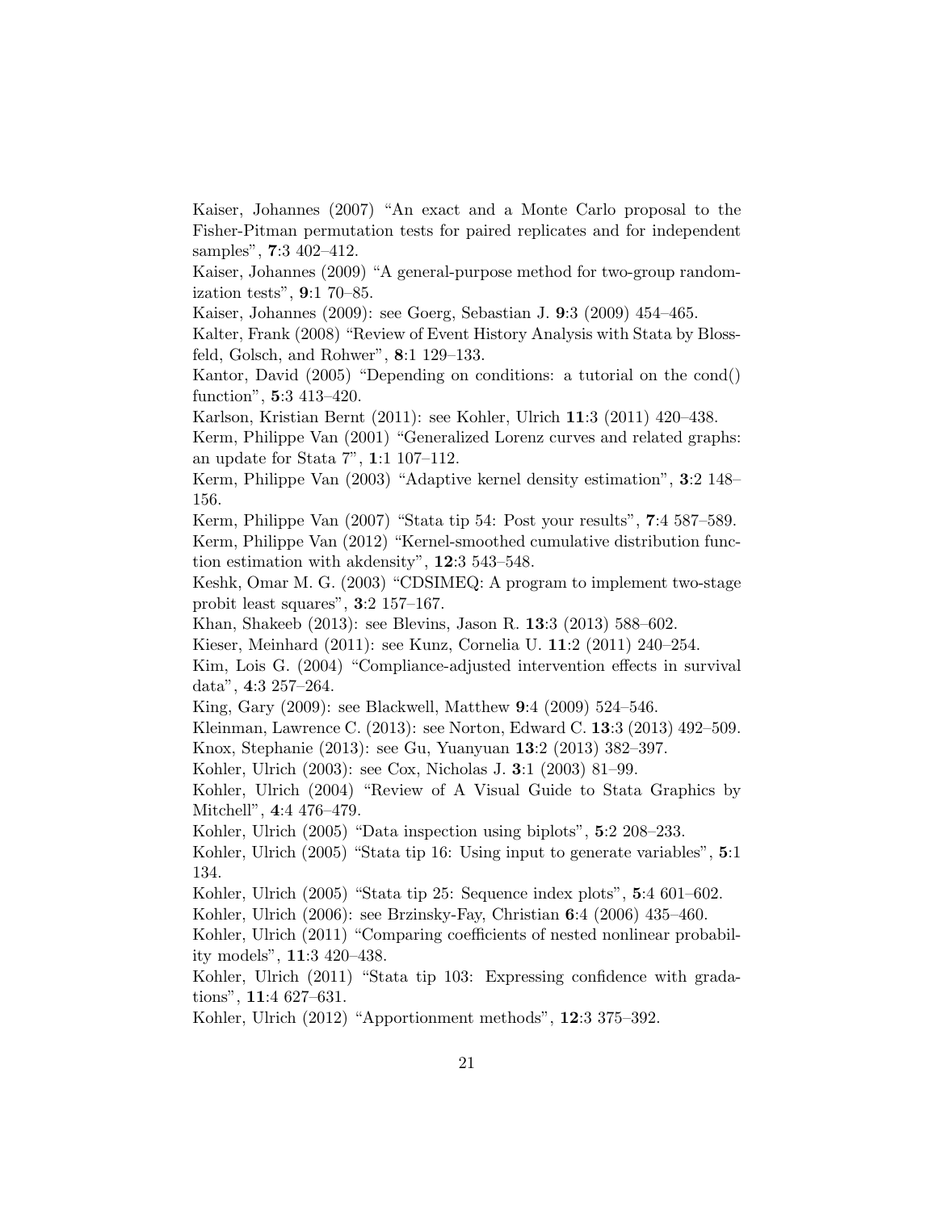Kaiser, Johannes (2007) "An exact and a Monte Carlo proposal to the Fisher-Pitman permutation tests for paired replicates and for independent samples", **7**:3 402–412.

Kaiser, Johannes (2009) "A general-purpose method for two-group randomization tests", **9**:1 70–85.

Kaiser, Johannes (2009): see Goerg, Sebastian J. **9**:3 (2009) 454–465.

Kalter, Frank (2008) "Review of Event History Analysis with Stata by Blossfeld, Golsch, and Rohwer", **8**:1 129–133.

Kantor, David (2005) "Depending on conditions: a tutorial on the cond() function", **5**:3 413–420.

Karlson, Kristian Bernt (2011): see Kohler, Ulrich **11**:3 (2011) 420–438.

Kerm, Philippe Van (2001) "Generalized Lorenz curves and related graphs: an update for Stata 7", **1**:1 107–112.

Kerm, Philippe Van (2003) "Adaptive kernel density estimation", **3**:2 148–156.

Kerm, Philippe Van (2007) "Stata tip 54: Post your results", **7**:4 587–589.

Kerm, Philippe Van (2012) "Kernel-smoothed cumulative distribution function estimation with akdensity", **12**:3 543–548.

Keshk, Omar M. G. (2003) "CDSIMEQ: A program to implement two-stage probit least squares", **3**:2 157–167.

Khan, Shakeeb (2013): see Blevins, Jason R. **13**:3 (2013) 588–602.

Kieser, Meinhard (2011): see Kunz, Cornelia U. **11**:2 (2011) 240–254.

Kim, Lois G. (2004) "Compliance-adjusted intervention effects in survival data", **4**:3 257–264.

King, Gary (2009): see Blackwell, Matthew **9**:4 (2009) 524–546.

Kleinman, Lawrence C. (2013): see Norton, Edward C. **13**:3 (2013) 492–509.

Knox, Stephanie (2013): see Gu, Yuanyuan **13**:2 (2013) 382–397.

Kohler, Ulrich (2003): see Cox, Nicholas J. **3**:1 (2003) 81–99.

Kohler, Ulrich (2004) "Review of A Visual Guide to Stata Graphics by Mitchell", **4**:4 476–479.

Kohler, Ulrich (2005) "Data inspection using biplots", **5**:2 208–233.

Kohler, Ulrich (2005) "Stata tip 16: Using input to generate variables", **5**:1 134.

Kohler, Ulrich (2005) "Stata tip 25: Sequence index plots", **5**:4 601–602.

Kohler, Ulrich (2006): see Brzinsky-Fay, Christian **6**:4 (2006) 435–460.

Kohler, Ulrich (2011) "Comparing coefficients of nested nonlinear probability models", **11**:3 420–438.

Kohler, Ulrich (2011) "Stata tip 103: Expressing confidence with gradations", **11**:4 627–631.

Kohler, Ulrich (2012) "Apportionment methods", **12**:3 375–392.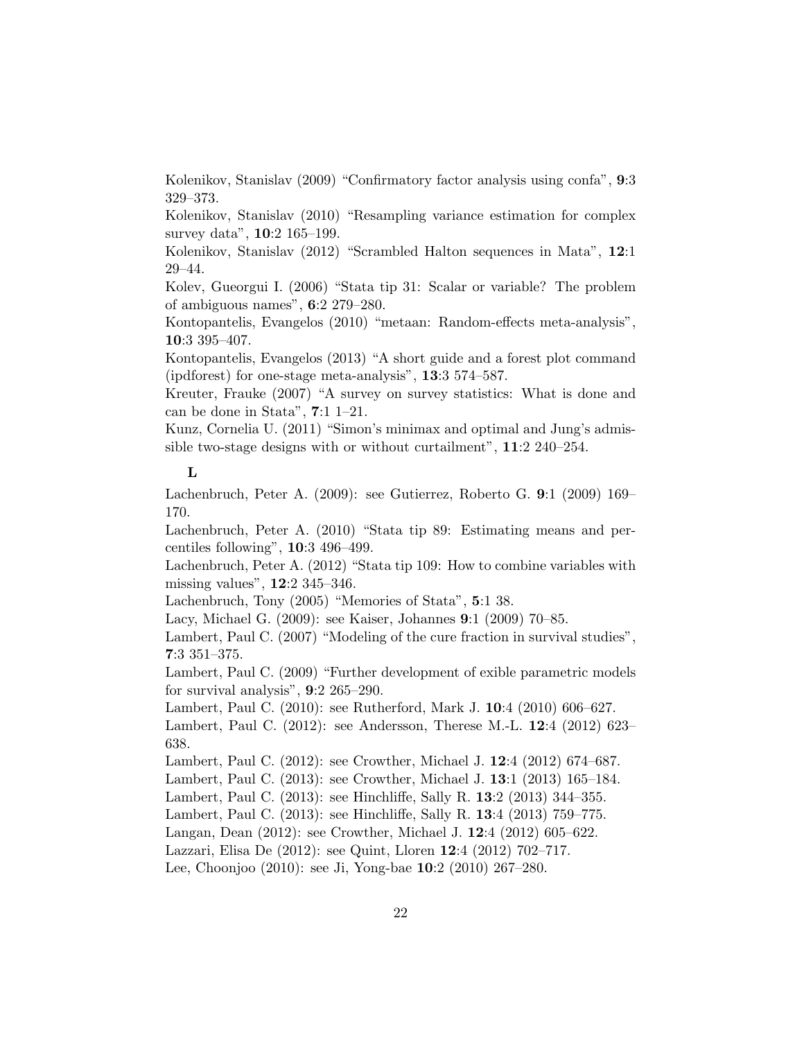Kolenikov, Stanislav (2009) "Confirmatory factor analysis using confa", **9**:3 329–373.

Kolenikov, Stanislav (2010) "Resampling variance estimation for complex survey data", **10**:2 165–199.

Kolenikov, Stanislav (2012) "Scrambled Halton sequences in Mata", **12**:1 29–44.

Kolev, Gueorgui I. (2006) "Stata tip 31: Scalar or variable? The problem of ambiguous names", **6**:2 279–280.

Kontopantelis, Evangelos (2010) "metaan: Random-effects meta-analysis", **10**:3 395–407.

Kontopantelis, Evangelos (2013) "A short guide and a forest plot command (ipdforest) for one-stage meta-analysis", **13**:3 574–587.

Kreuter, Frauke (2007) "A survey on survey statistics: What is done and can be done in Stata", **7**:1 1–21.

Kunz, Cornelia U. (2011) "Simon's minimax and optimal and Jung's admissible two-stage designs with or without curtailment", **11**:2 240–254.

## L

Lachenbruch, Peter A. (2009): see Gutierrez, Roberto G. **9**:1 (2009) 169–170.

Lachenbruch, Peter A. (2010) "Stata tip 89: Estimating means and percentiles following", **10**:3 496–499.

Lachenbruch, Peter A. (2012) "Stata tip 109: How to combine variables with missing values", **12**:2 345–346.

Lachenbruch, Tony (2005) "Memories of Stata", **5**:1 38.

Lacy, Michael G. (2009): see Kaiser, Johannes **9**:1 (2009) 70–85.

Lambert, Paul C. (2007) "Modeling of the cure fraction in survival studies", **7**:3 351–375.

Lambert, Paul C. (2009) "Further development of exible parametric models for survival analysis", **9**:2 265–290.

Lambert, Paul C. (2010): see Rutherford, Mark J. **10**:4 (2010) 606–627.

Lambert, Paul C. (2012): see Andersson, Therese M.-L. **12**:4 (2012) 623–638.

Lambert, Paul C. (2012): see Crowther, Michael J. **12**:4 (2012) 674–687.

Lambert, Paul C. (2013): see Crowther, Michael J. **13**:1 (2013) 165–184.

Lambert, Paul C. (2013): see Hinchliffe, Sally R. **13**:2 (2013) 344–355.

Lambert, Paul C. (2013): see Hinchliffe, Sally R. **13**:4 (2013) 759–775.

Langan, Dean (2012): see Crowther, Michael J. **12**:4 (2012) 605–622.

Lazzari, Elisa De (2012): see Quint, Lloren **12**:4 (2012) 702–717.

Lee, Choonjoo (2010): see Ji, Yong-bae **10**:2 (2010) 267–280.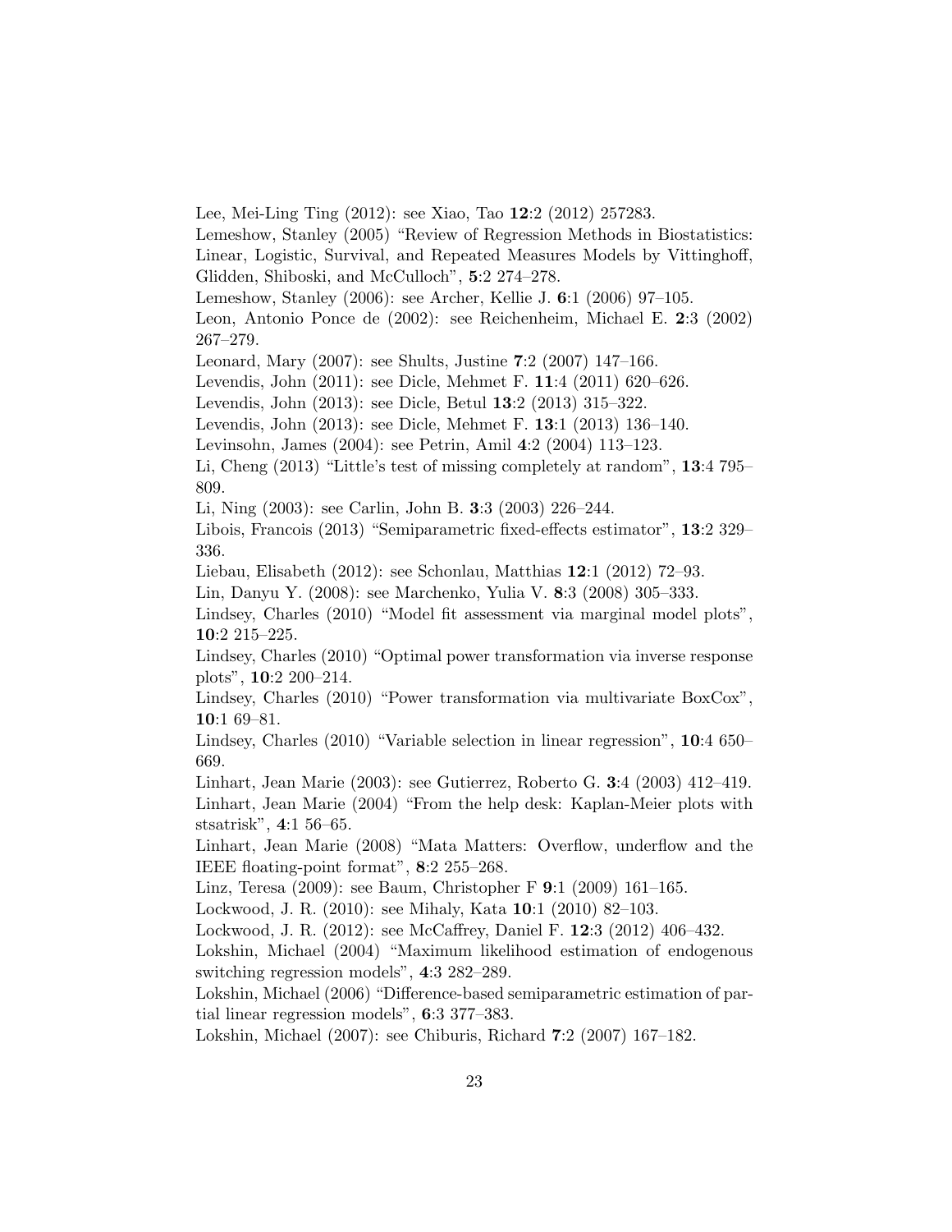Lee, Mei-Ling Ting (2012): see Xiao, Tao **12**:2 (2012) 257283.

Lemeshow, Stanley (2005) "Review of Regression Methods in Biostatistics: Linear, Logistic, Survival, and Repeated Measures Models by Vittinghoff, Glidden, Shiboski, and McCulloch", **5**:2 274–278.

Lemeshow, Stanley (2006): see Archer, Kellie J. **6**:1 (2006) 97–105.

Leon, Antonio Ponce de (2002): see Reichenheim, Michael E. **2**:3 (2002) 267–279.

Leonard, Mary (2007): see Shults, Justine **7**:2 (2007) 147–166.

Levendis, John (2011): see Dicle, Mehmet F. **11**:4 (2011) 620–626.

Levendis, John (2013): see Dicle, Betul **13**:2 (2013) 315–322.

Levendis, John (2013): see Dicle, Mehmet F. **13**:1 (2013) 136–140.

Levinsohn, James (2004): see Petrin, Amil **4**:2 (2004) 113–123.

Li, Cheng (2013) "Little's test of missing completely at random", **13**:4 795–809.

Li, Ning (2003): see Carlin, John B. **3**:3 (2003) 226–244.

Libois, Francois (2013) "Semiparametric fixed-effects estimator", **13**:2 329–336.

Liebau, Elisabeth (2012): see Schonlau, Matthias **12**:1 (2012) 72–93.

Lin, Danyu Y. (2008): see Marchenko, Yulia V. **8**:3 (2008) 305–333.

Lindsey, Charles (2010) "Model fit assessment via marginal model plots", **10**:2 215–225.

Lindsey, Charles (2010) "Optimal power transformation via inverse response plots", **10**:2 200–214.

Lindsey, Charles (2010) "Power transformation via multivariate BoxCox", **10**:1 69–81.

Lindsey, Charles (2010) "Variable selection in linear regression", **10**:4 650–669.

Linhart, Jean Marie (2003): see Gutierrez, Roberto G. **3**:4 (2003) 412–419.

Linhart, Jean Marie (2004) "From the help desk: Kaplan-Meier plots with stsatrisk", **4**:1 56–65.

Linhart, Jean Marie (2008) "Mata Matters: Overflow, underflow and the IEEE floating-point format", **8**:2 255–268.

Linz, Teresa (2009): see Baum, Christopher F **9**:1 (2009) 161–165.

Lockwood, J. R. (2010): see Mihaly, Kata **10**:1 (2010) 82–103.

Lockwood, J. R. (2012): see McCaffrey, Daniel F. **12**:3 (2012) 406–432.

Lokshin, Michael (2004) "Maximum likelihood estimation of endogenous switching regression models", **4**:3 282–289.

Lokshin, Michael (2006) "Difference-based semiparametric estimation of partial linear regression models", **6**:3 377–383.

Lokshin, Michael (2007): see Chiburis, Richard **7**:2 (2007) 167–182.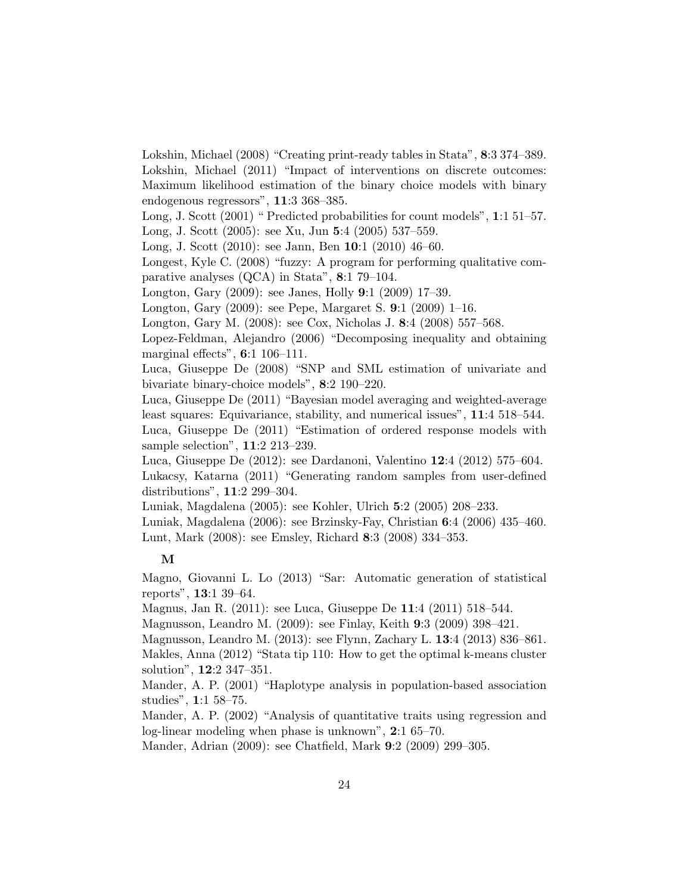Lokshin, Michael (2008) "Creating print-ready tables in Stata", **8**:3 374–389.

Lokshin, Michael (2011) "Impact of interventions on discrete outcomes: Maximum likelihood estimation of the binary choice models with binary endogenous regressors", **11**:3 368–385.

Long, J. Scott (2001) " Predicted probabilities for count models", **1**:1 51–57.

Long, J. Scott (2005): see Xu, Jun **5**:4 (2005) 537–559.

Long, J. Scott (2010): see Jann, Ben **10**:1 (2010) 46–60.

Longest, Kyle C. (2008) "fuzzy: A program for performing qualitative comparative analyses (QCA) in Stata", **8**:1 79–104.

Longton, Gary (2009): see Janes, Holly **9**:1 (2009) 17–39.

Longton, Gary (2009): see Pepe, Margaret S. **9**:1 (2009) 1–16.

Longton, Gary M. (2008): see Cox, Nicholas J. **8**:4 (2008) 557–568.

Lopez-Feldman, Alejandro (2006) "Decomposing inequality and obtaining marginal effects", **6**:1 106–111.

Luca, Giuseppe De (2008) "SNP and SML estimation of univariate and bivariate binary-choice models", **8**:2 190–220.

Luca, Giuseppe De (2011) "Bayesian model averaging and weighted-average least squares: Equivariance, stability, and numerical issues", **11**:4 518–544.

Luca, Giuseppe De (2011) "Estimation of ordered response models with sample selection", **11**:2 213–239.

Luca, Giuseppe De (2012): see Dardanoni, Valentino **12**:4 (2012) 575–604.

Lukacsy, Katarna (2011) "Generating random samples from user-defined distributions", **11**:2 299–304.

Luniak, Magdalena (2005): see Kohler, Ulrich **5**:2 (2005) 208–233.

Luniak, Magdalena (2006): see Brzinsky-Fay, Christian **6**:4 (2006) 435–460.

Lunt, Mark (2008): see Emsley, Richard **8**:3 (2008) 334–353.

**M**

Magno, Giovanni L. Lo (2013) "Sar: Automatic generation of statistical reports", **13**:1 39–64.

Magnus, Jan R. (2011): see Luca, Giuseppe De **11**:4 (2011) 518–544.

Magnusson, Leandro M. (2009): see Finlay, Keith **9**:3 (2009) 398–421.

Magnusson, Leandro M. (2013): see Flynn, Zachary L. **13**:4 (2013) 836–861.

Makles, Anna (2012) "Stata tip 110: How to get the optimal k-means cluster solution", **12**:2 347–351.

Mander, A. P. (2001) "Haplotype analysis in population-based association studies", **1**:1 58–75.

Mander, A. P. (2002) "Analysis of quantitative traits using regression and log-linear modeling when phase is unknown", **2**:1 65–70.

Mander, Adrian (2009): see Chatfield, Mark **9**:2 (2009) 299–305.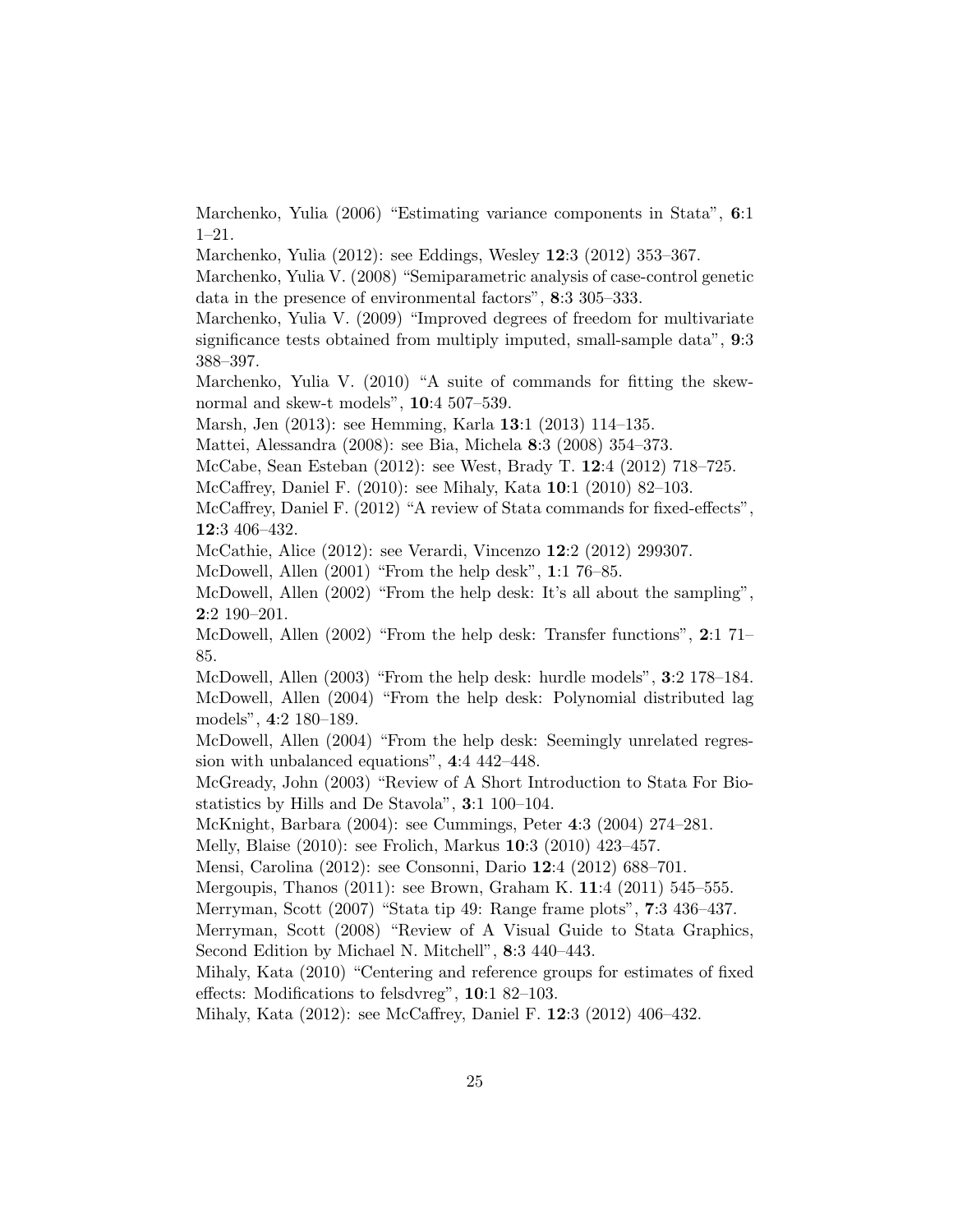Marchenko, Yulia (2006) “Estimating variance components in Stata”, **6**:1 1–21.

Marchenko, Yulia (2012): see Eddings, Wesley **12**:3 (2012) 353–367.

Marchenko, Yulia V. (2008) “Semiparametric analysis of case-control genetic data in the presence of environmental factors”, **8**:3 305–333.

Marchenko, Yulia V. (2009) “Improved degrees of freedom for multivariate significance tests obtained from multiply imputed, small-sample data”, **9**:3 388–397.

Marchenko, Yulia V. (2010) “A suite of commands for fitting the skew-normal and skew-t models”, **10**:4 507–539.

Marsh, Jen (2013): see Hemming, Karla **13**:1 (2013) 114–135.

Mattei, Alessandra (2008): see Bia, Michela **8**:3 (2008) 354–373.

McCabe, Sean Esteban (2012): see West, Brady T. **12**:4 (2012) 718–725.

McCaffrey, Daniel F. (2010): see Mihaly, Kata **10**:1 (2010) 82–103.

McCaffrey, Daniel F. (2012) “A review of Stata commands for fixed-effects”, **12**:3 406–432.

McCathie, Alice (2012): see Verardi, Vincenzo **12**:2 (2012) 299307.

McDowell, Allen (2001) “From the help desk”, **1**:1 76–85.

McDowell, Allen (2002) “From the help desk: It’s all about the sampling”, **2**:2 190–201.

McDowell, Allen (2002) “From the help desk: Transfer functions”, **2**:1 71–85.

McDowell, Allen (2003) “From the help desk: hurdle models”, **3**:2 178–184.

McDowell, Allen (2004) “From the help desk: Polynomial distributed lag models”, **4**:2 180–189.

McDowell, Allen (2004) “From the help desk: Seemingly unrelated regression with unbalanced equations”, **4**:4 442–448.

McGready, John (2003) “Review of A Short Introduction to Stata For Biostatistics by Hills and De Stavola”, **3**:1 100–104.

McKnight, Barbara (2004): see Cummings, Peter **4**:3 (2004) 274–281.

Melly, Blaise (2010): see Frolich, Markus **10**:3 (2010) 423–457.

Mensi, Carolina (2012): see Consonni, Dario **12**:4 (2012) 688–701.

Mergoupis, Thanos (2011): see Brown, Graham K. **11**:4 (2011) 545–555.

Merryman, Scott (2007) “Stata tip 49: Range frame plots”, **7**:3 436–437.

Merryman, Scott (2008) “Review of A Visual Guide to Stata Graphics, Second Edition by Michael N. Mitchell”, **8**:3 440–443.

Mihaly, Kata (2010) “Centering and reference groups for estimates of fixed effects: Modifications to felsdvreg”, **10**:1 82–103.

Mihaly, Kata (2012): see McCaffrey, Daniel F. **12**:3 (2012) 406–432.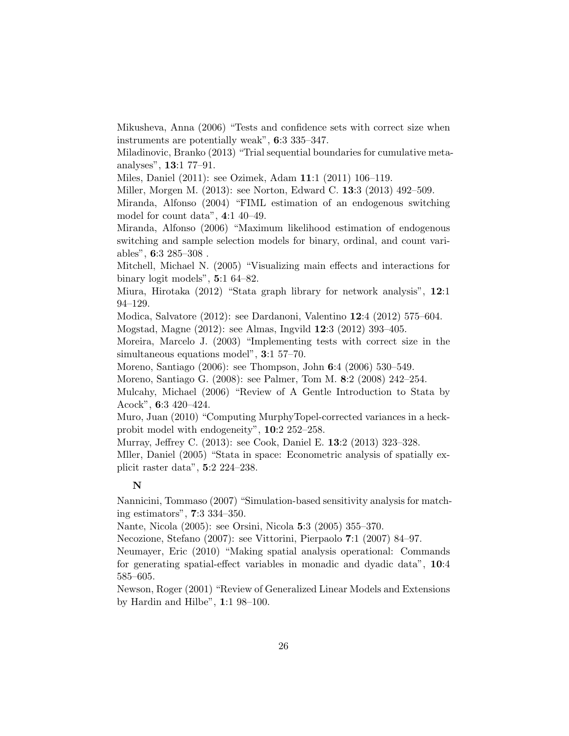Mikusheva, Anna (2006) "Tests and confidence sets with correct size when instruments are potentially weak", **6**:3 335–347.

Miladinovic, Branko (2013) "Trial sequential boundaries for cumulative meta-analyses", **13**:1 77–91.

Miles, Daniel (2011): see Ozimek, Adam **11**:1 (2011) 106–119.

Miller, Morgen M. (2013): see Norton, Edward C. **13**:3 (2013) 492–509.

Miranda, Alfonso (2004) "FIML estimation of an endogenous switching model for count data", **4**:1 40–49.

Miranda, Alfonso (2006) "Maximum likelihood estimation of endogenous switching and sample selection models for binary, ordinal, and count variables", **6**:3 285–308 .

Mitchell, Michael N. (2005) "Visualizing main effects and interactions for binary logit models", **5**:1 64–82.

Miura, Hirotaka (2012) "Stata graph library for network analysis", **12**:1 94–129.

Modica, Salvatore (2012): see Dardanoni, Valentino **12**:4 (2012) 575–604.

Mogstad, Magne (2012): see Almas, Ingvild **12**:3 (2012) 393–405.

Moreira, Marcelo J. (2003) "Implementing tests with correct size in the simultaneous equations model", **3**:1 57–70.

Moreno, Santiago (2006): see Thompson, John **6**:4 (2006) 530–549.

Moreno, Santiago G. (2008): see Palmer, Tom M. **8**:2 (2008) 242–254.

Mulcahy, Michael (2006) "Review of A Gentle Introduction to Stata by Acock", **6**:3 420–424.

Muro, Juan (2010) "Computing MurphyTopel-corrected variances in a heckprobit model with endogeneity", **10**:2 252–258.

Murray, Jeffrey C. (2013): see Cook, Daniel E. **13**:2 (2013) 323–328.

Mller, Daniel (2005) "Stata in space: Econometric analysis of spatially explicit raster data", **5**:2 224–238.

## N

Nannicini, Tommaso (2007) "Simulation-based sensitivity analysis for matching estimators", **7**:3 334–350.

Nante, Nicola (2005): see Orsini, Nicola **5**:3 (2005) 355–370.

Necozione, Stefano (2007): see Vittorini, Pierpaolo **7**:1 (2007) 84–97.

Neumayer, Eric (2010) "Making spatial analysis operational: Commands for generating spatial-effect variables in monadic and dyadic data", **10**:4 585–605.

Newson, Roger (2001) "Review of Generalized Linear Models and Extensions by Hardin and Hilbe", **1**:1 98–100.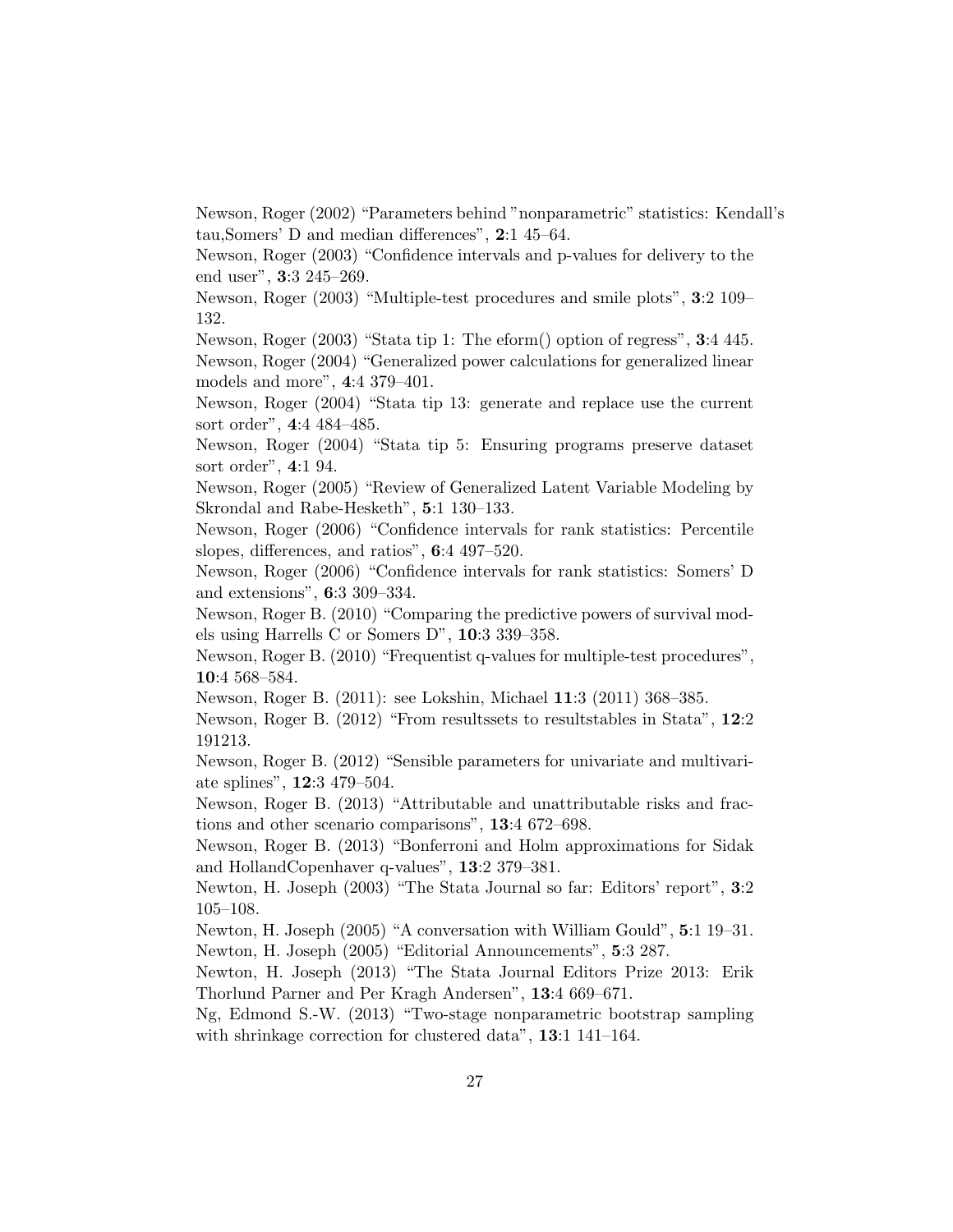Newson, Roger (2002) “Parameters behind ”nonparametric” statistics: Kendall’s tau,Somers’ D and median differences”, **2**:1 45–64.

Newson, Roger (2003) “Confidence intervals and p-values for delivery to the end user”, **3**:3 245–269.

Newson, Roger (2003) “Multiple-test procedures and smile plots”, **3**:2 109–132.

Newson, Roger (2003) “Stata tip 1: The eform() option of regress”, **3**:4 445.

Newson, Roger (2004) “Generalized power calculations for generalized linear models and more”, **4**:4 379–401.

Newson, Roger (2004) “Stata tip 13: generate and replace use the current sort order”, **4**:4 484–485.

Newson, Roger (2004) “Stata tip 5: Ensuring programs preserve dataset sort order”, **4**:1 94.

Newson, Roger (2005) “Review of Generalized Latent Variable Modeling by Skrondal and Rabe-Hesketh”, **5**:1 130–133.

Newson, Roger (2006) “Confidence intervals for rank statistics: Percentile slopes, differences, and ratios”, **6**:4 497–520.

Newson, Roger (2006) “Confidence intervals for rank statistics: Somers’ D and extensions”, **6**:3 309–334.

Newson, Roger B. (2010) “Comparing the predictive powers of survival models using Harrells C or Somers D”, **10**:3 339–358.

Newson, Roger B. (2010) “Frequentist q-values for multiple-test procedures”, **10**:4 568–584.

Newson, Roger B. (2011): see Lokshin, Michael **11**:3 (2011) 368–385.

Newson, Roger B. (2012) “From resultssets to resultstables in Stata”, **12**:2 191213.

Newson, Roger B. (2012) “Sensible parameters for univariate and multivariate splines”, **12**:3 479–504.

Newson, Roger B. (2013) “Attributable and unattributable risks and fractions and other scenario comparisons”, **13**:4 672–698.

Newson, Roger B. (2013) “Bonferroni and Holm approximations for Sidak and HollandCopenhaver q-values”, **13**:2 379–381.

Newton, H. Joseph (2003) “The Stata Journal so far: Editors’ report”, **3**:2 105–108.

Newton, H. Joseph (2005) “A conversation with William Gould”, **5**:1 19–31.

Newton, H. Joseph (2005) “Editorial Announcements”, **5**:3 287.

Newton, H. Joseph (2013) “The Stata Journal Editors Prize 2013: Erik Thorlund Parner and Per Kragh Andersen”, **13**:4 669–671.

Ng, Edmond S.-W. (2013) “Two-stage nonparametric bootstrap sampling with shrinkage correction for clustered data”, **13**:1 141–164.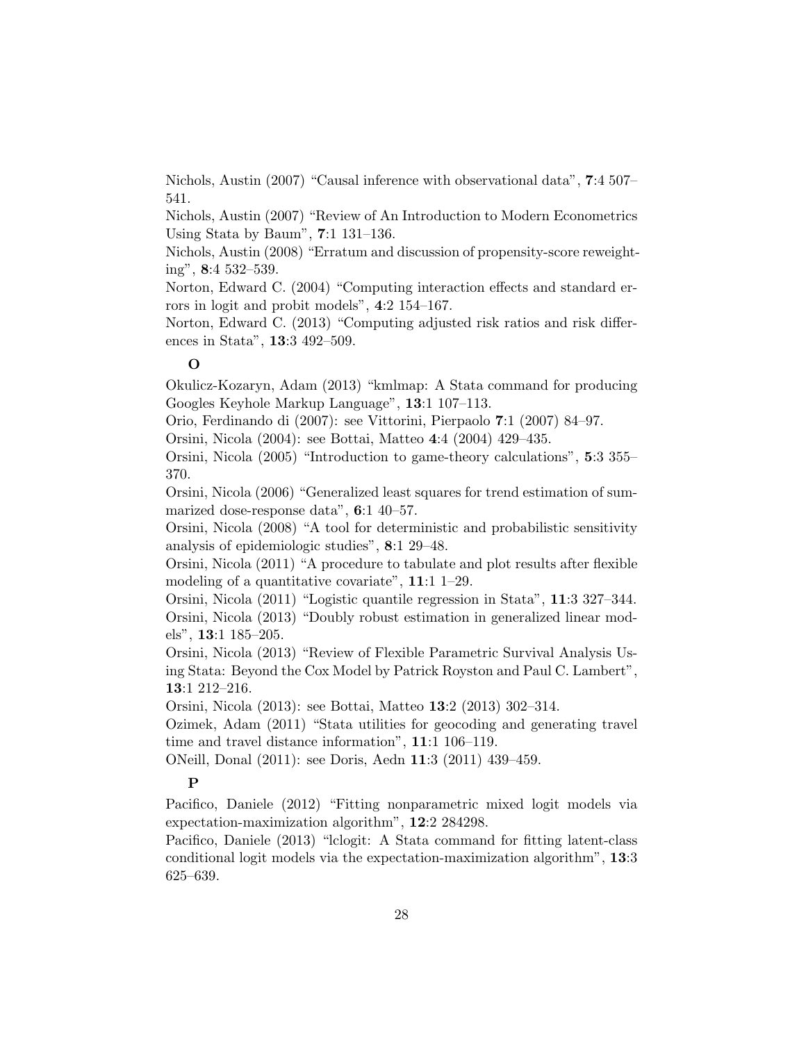Nichols, Austin (2007) “Causal inference with observational data”, **7**:4 507–541.

Nichols, Austin (2007) “Review of An Introduction to Modern Econometrics Using Stata by Baum”, **7**:1 131–136.

Nichols, Austin (2008) “Erratum and discussion of propensity-score reweighting”, **8**:4 532–539.

Norton, Edward C. (2004) “Computing interaction effects and standard errors in logit and probit models”, **4**:2 154–167.

Norton, Edward C. (2013) “Computing adjusted risk ratios and risk differences in Stata”, **13**:3 492–509.

**O**

Okulicz-Kozaryn, Adam (2013) “kmlmap: A Stata command for producing Googles Keyhole Markup Language”, **13**:1 107–113.

Orio, Ferdinando di (2007): see Vittorini, Pierpaolo **7**:1 (2007) 84–97.

Orsini, Nicola (2004): see Bottai, Matteo **4**:4 (2004) 429–435.

Orsini, Nicola (2005) “Introduction to game-theory calculations”, **5**:3 355–370.

Orsini, Nicola (2006) “Generalized least squares for trend estimation of summarized dose-response data”, **6**:1 40–57.

Orsini, Nicola (2008) “A tool for deterministic and probabilistic sensitivity analysis of epidemiologic studies”, **8**:1 29–48.

Orsini, Nicola (2011) “A procedure to tabulate and plot results after flexible modeling of a quantitative covariate”, **11**:1 1–29.

Orsini, Nicola (2011) “Logistic quantile regression in Stata”, **11**:3 327–344.

Orsini, Nicola (2013) “Doubly robust estimation in generalized linear models”, **13**:1 185–205.

Orsini, Nicola (2013) “Review of Flexible Parametric Survival Analysis Using Stata: Beyond the Cox Model by Patrick Royston and Paul C. Lambert”, **13**:1 212–216.

Orsini, Nicola (2013): see Bottai, Matteo **13**:2 (2013) 302–314.

Ozimek, Adam (2011) “Stata utilities for geocoding and generating travel time and travel distance information”, **11**:1 106–119.

ONeill, Donal (2011): see Doris, Aedn **11**:3 (2011) 439–459.

**P**

Pacifico, Daniele (2012) “Fitting nonparametric mixed logit models via expectation-maximization algorithm”, **12**:2 284298.

Pacifico, Daniele (2013) “lclogit: A Stata command for fitting latent-class conditional logit models via the expectation-maximization algorithm”, **13**:3 625–639.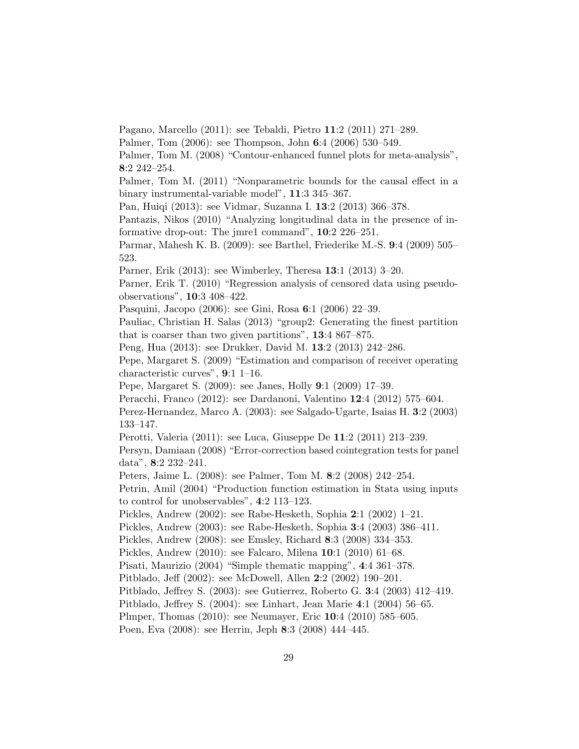Pagano, Marcello (2011): see Tebaldi, Pietro **11**:2 (2011) 271–289.

Palmer, Tom (2006): see Thompson, John **6**:4 (2006) 530–549.

Palmer, Tom M. (2008) "Contour-enhanced funnel plots for meta-analysis", **8**:2 242–254.

Palmer, Tom M. (2011) "Nonparametric bounds for the causal effect in a binary instrumental-variable model", **11**:3 345–367.

Pan, Huiqi (2013): see Vidmar, Suzanna I. **13**:2 (2013) 366–378.

Pantazis, Nikos (2010) "Analyzing longitudinal data in the presence of informative drop-out: The jmre1 command", **10**:2 226–251.

Parmar, Mahesh K. B. (2009): see Barthel, Friederike M.-S. **9**:4 (2009) 505–523.

Parner, Erik (2013): see Wimberley, Theresa **13**:1 (2013) 3–20.

Parner, Erik T. (2010) "Regression analysis of censored data using pseudo-observations", **10**:3 408–422.

Pasquini, Jacopo (2006): see Gini, Rosa **6**:1 (2006) 22–39.

Pauliac, Christian H. Salas (2013) "group2: Generating the finest partition that is coarser than two given partitions", **13**:4 867–875.

Peng, Hua (2013): see Drukker, David M. **13**:2 (2013) 242–286.

Pepe, Margaret S. (2009) "Estimation and comparison of receiver operating characteristic curves", **9**:1 1–16.

Pepe, Margaret S. (2009): see Janes, Holly **9**:1 (2009) 17–39.

Peracchi, Franco (2012): see Dardanoni, Valentino **12**:4 (2012) 575–604.

Perez-Hernandez, Marco A. (2003): see Salgado-Ugarte, Isaias H. **3**:2 (2003) 133–147.

Perotti, Valeria (2011): see Luca, Giuseppe De **11**:2 (2011) 213–239.

Persyn, Damiaan (2008) "Error-correction based cointegration tests for panel data", **8**:2 232–241.

Peters, Jaime L. (2008): see Palmer, Tom M. **8**:2 (2008) 242–254.

Petrin, Amil (2004) "Production function estimation in Stata using inputs to control for unobservables", **4**:2 113–123.

Pickles, Andrew (2002): see Rabe-Hesketh, Sophia **2**:1 (2002) 1–21.

Pickles, Andrew (2003): see Rabe-Hesketh, Sophia **3**:4 (2003) 386–411.

Pickles, Andrew (2008): see Emsley, Richard **8**:3 (2008) 334–353.

Pickles, Andrew (2010): see Falcaro, Milena **10**:1 (2010) 61–68.

Pisati, Maurizio (2004) "Simple thematic mapping", **4**:4 361–378.

Pitblado, Jeff (2002): see McDowell, Allen **2**:2 (2002) 190–201.

Pitblado, Jeffrey S. (2003): see Gutierrez, Roberto G. **3**:4 (2003) 412–419.

Pitblado, Jeffrey S. (2004): see Linhart, Jean Marie **4**:1 (2004) 56–65.

Plmper, Thomas (2010): see Neumayer, Eric **10**:4 (2010) 585–605.

Poen, Eva (2008): see Herrin, Jeph **8**:3 (2008) 444–445.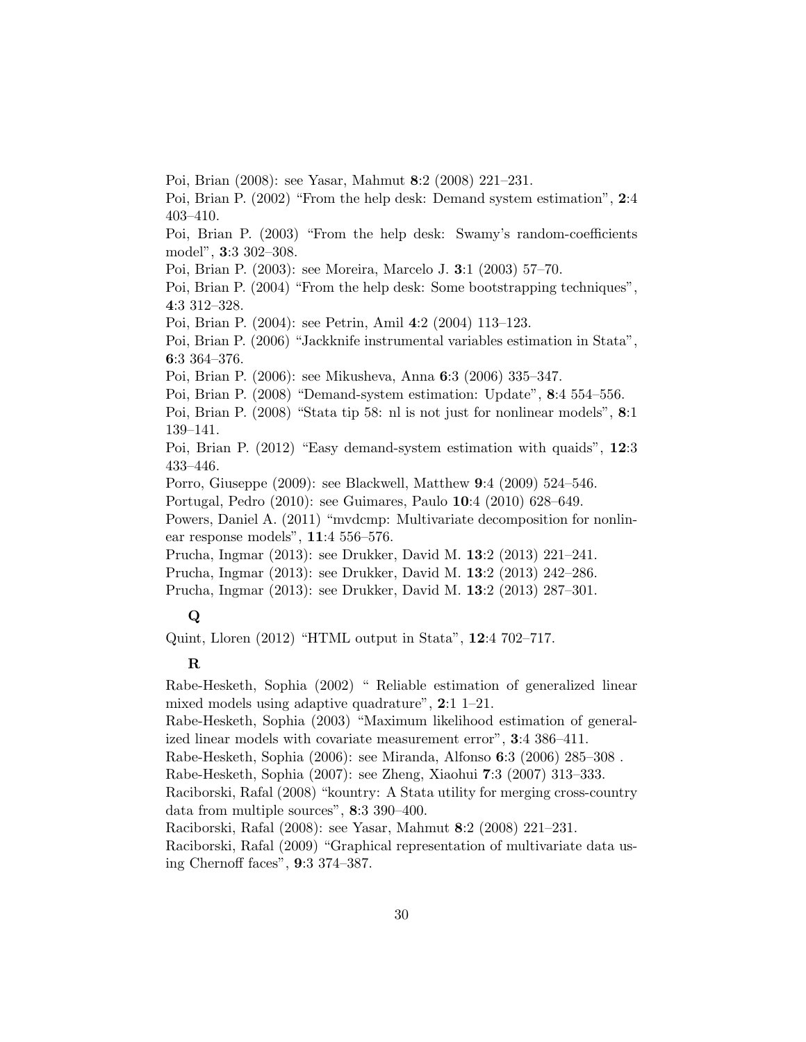Poi, Brian (2008): see Yasar, Mahmut **8**:2 (2008) 221–231.

Poi, Brian P. (2002) "From the help desk: Demand system estimation", **2**:4 403–410.

Poi, Brian P. (2003) "From the help desk: Swamy's random-coefficients model", **3**:3 302–308.

Poi, Brian P. (2003): see Moreira, Marcelo J. **3**:1 (2003) 57–70.

Poi, Brian P. (2004) "From the help desk: Some bootstrapping techniques", **4**:3 312–328.

Poi, Brian P. (2004): see Petrin, Amil **4**:2 (2004) 113–123.

Poi, Brian P. (2006) "Jackknife instrumental variables estimation in Stata", **6**:3 364–376.

Poi, Brian P. (2006): see Mikusheva, Anna **6**:3 (2006) 335–347.

Poi, Brian P. (2008) "Demand-system estimation: Update", **8**:4 554–556.

Poi, Brian P. (2008) "Stata tip 58: nl is not just for nonlinear models", **8**:1 139–141.

Poi, Brian P. (2012) "Easy demand-system estimation with quaids", **12**:3 433–446.

Porro, Giuseppe (2009): see Blackwell, Matthew **9**:4 (2009) 524–546.

Portugal, Pedro (2010): see Guimares, Paulo **10**:4 (2010) 628–649.

Powers, Daniel A. (2011) "mvdcmp: Multivariate decomposition for nonlinear response models", **11**:4 556–576.

Prucha, Ingmar (2013): see Drukker, David M. **13**:2 (2013) 221–241.

Prucha, Ingmar (2013): see Drukker, David M. **13**:2 (2013) 242–286.

Prucha, Ingmar (2013): see Drukker, David M. **13**:2 (2013) 287–301.

### Q

Quint, Lloren (2012) "HTML output in Stata", **12**:4 702–717.

### R

Rabe-Hesketh, Sophia (2002) " Reliable estimation of generalized linear mixed models using adaptive quadrature", **2**:1 1–21.

Rabe-Hesketh, Sophia (2003) "Maximum likelihood estimation of generalized linear models with covariate measurement error", **3**:4 386–411.

Rabe-Hesketh, Sophia (2006): see Miranda, Alfonso **6**:3 (2006) 285–308 .

Rabe-Hesketh, Sophia (2007): see Zheng, Xiaohui **7**:3 (2007) 313–333.

Raciborski, Rafal (2008) "kountry: A Stata utility for merging cross-country data from multiple sources", **8**:3 390–400.

Raciborski, Rafal (2008): see Yasar, Mahmut **8**:2 (2008) 221–231.

Raciborski, Rafal (2009) "Graphical representation of multivariate data using Chernoff faces", **9**:3 374–387.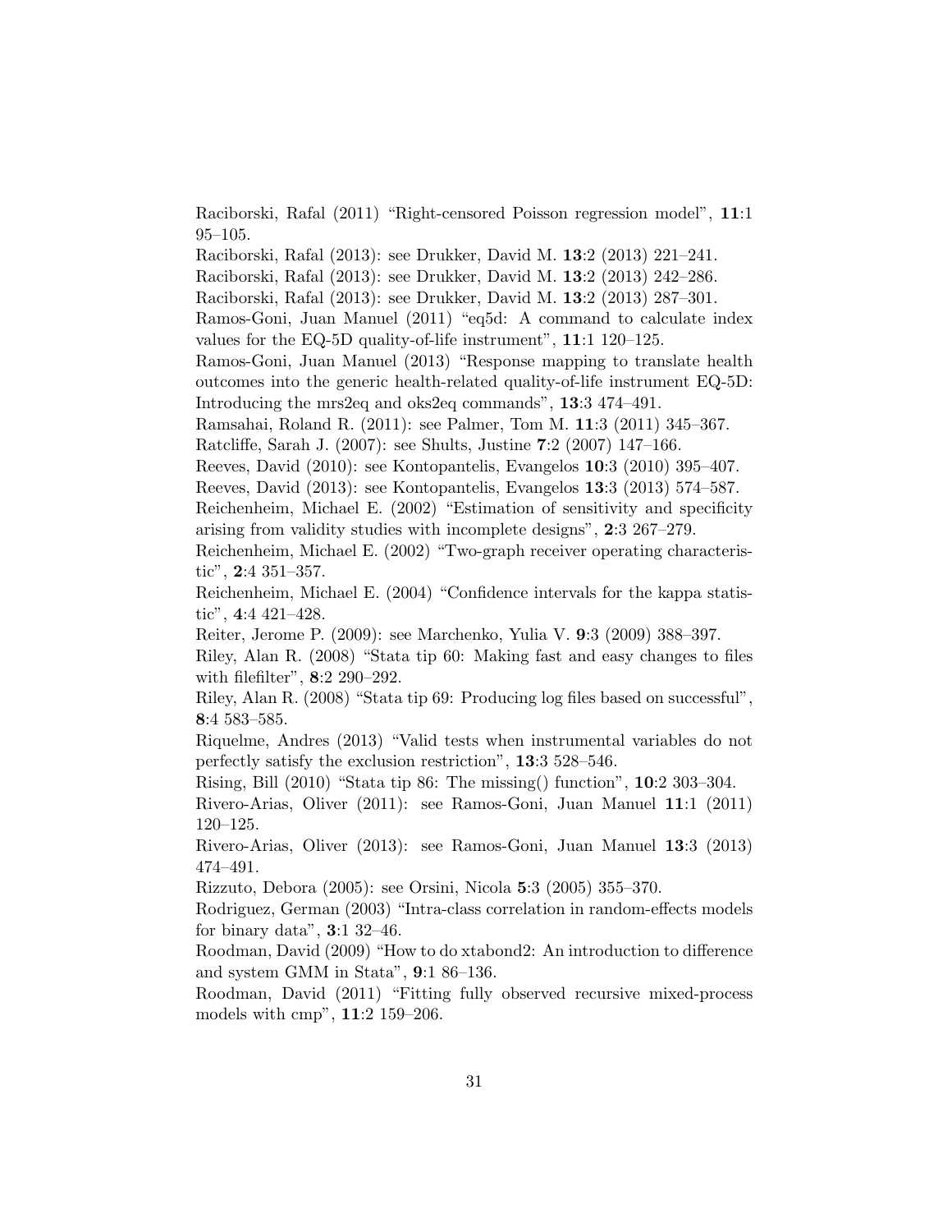Raciborski, Rafal (2011) "Right-censored Poisson regression model", **11**:1 95–105.

Raciborski, Rafal (2013): see Drukker, David M. **13**:2 (2013) 221–241.

Raciborski, Rafal (2013): see Drukker, David M. **13**:2 (2013) 242–286.

Raciborski, Rafal (2013): see Drukker, David M. **13**:2 (2013) 287–301.

Ramos-Goni, Juan Manuel (2011) "eq5d: A command to calculate index values for the EQ-5D quality-of-life instrument", **11**:1 120–125.

Ramos-Goni, Juan Manuel (2013) "Response mapping to translate health outcomes into the generic health-related quality-of-life instrument EQ-5D: Introducing the mrs2eq and oks2eq commands", **13**:3 474–491.

Ramsahai, Roland R. (2011): see Palmer, Tom M. **11**:3 (2011) 345–367.

Ratcliffe, Sarah J. (2007): see Shults, Justine **7**:2 (2007) 147–166.

Reeves, David (2010): see Kontopantelis, Evangelos **10**:3 (2010) 395–407.

Reeves, David (2013): see Kontopantelis, Evangelos **13**:3 (2013) 574–587.

Reichenheim, Michael E. (2002) "Estimation of sensitivity and specificity arising from validity studies with incomplete designs", **2**:3 267–279.

Reichenheim, Michael E. (2002) "Two-graph receiver operating characteristic", **2**:4 351–357.

Reichenheim, Michael E. (2004) "Confidence intervals for the kappa statistic", **4**:4 421–428.

Reiter, Jerome P. (2009): see Marchenko, Yulia V. **9**:3 (2009) 388–397.

Riley, Alan R. (2008) "Stata tip 60: Making fast and easy changes to files with filefilter", **8**:2 290–292.

Riley, Alan R. (2008) "Stata tip 69: Producing log files based on successful", **8**:4 583–585.

Riquelme, Andres (2013) "Valid tests when instrumental variables do not perfectly satisfy the exclusion restriction", **13**:3 528–546.

Rising, Bill (2010) "Stata tip 86: The missing() function", **10**:2 303–304.

Rivero-Arias, Oliver (2011): see Ramos-Goni, Juan Manuel **11**:1 (2011) 120–125.

Rivero-Arias, Oliver (2013): see Ramos-Goni, Juan Manuel **13**:3 (2013) 474–491.

Rizzuto, Debora (2005): see Orsini, Nicola **5**:3 (2005) 355–370.

Rodriguez, German (2003) "Intra-class correlation in random-effects models for binary data", **3**:1 32–46.

Roodman, David (2009) "How to do xtabond2: An introduction to difference and system GMM in Stata", **9**:1 86–136.

Roodman, David (2011) "Fitting fully observed recursive mixed-process models with cmp", **11**:2 159–206.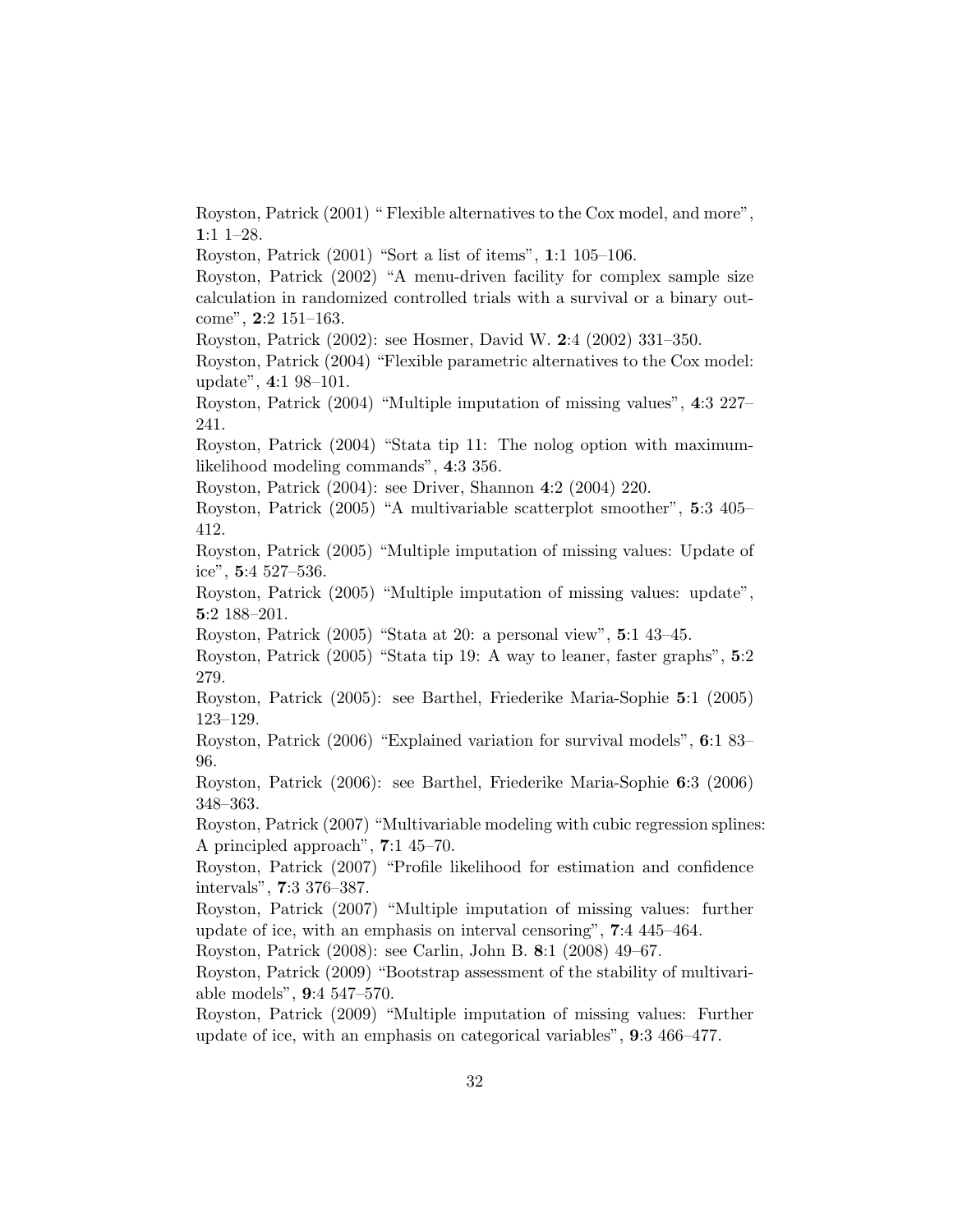Royston, Patrick (2001) “ Flexible alternatives to the Cox model, and more”, **1**:1 1–28.

Royston, Patrick (2001) “Sort a list of items”, **1**:1 105–106.

Royston, Patrick (2002) “A menu-driven facility for complex sample size calculation in randomized controlled trials with a survival or a binary outcome”, **2**:2 151–163.

Royston, Patrick (2002): see Hosmer, David W. **2**:4 (2002) 331–350.

Royston, Patrick (2004) “Flexible parametric alternatives to the Cox model: update”, **4**:1 98–101.

Royston, Patrick (2004) “Multiple imputation of missing values”, **4**:3 227–241.

Royston, Patrick (2004) “Stata tip 11: The nolog option with maximum-likelihood modeling commands”, **4**:3 356.

Royston, Patrick (2004): see Driver, Shannon **4**:2 (2004) 220.

Royston, Patrick (2005) “A multivariable scatterplot smoother”, **5**:3 405–412.

Royston, Patrick (2005) “Multiple imputation of missing values: Update of ice”, **5**:4 527–536.

Royston, Patrick (2005) “Multiple imputation of missing values: update”, **5**:2 188–201.

Royston, Patrick (2005) “Stata at 20: a personal view”, **5**:1 43–45.

Royston, Patrick (2005) “Stata tip 19: A way to leaner, faster graphs”, **5**:2 279.

Royston, Patrick (2005): see Barthel, Friederike Maria-Sophie **5**:1 (2005) 123–129.

Royston, Patrick (2006) “Explained variation for survival models”, **6**:1 83–96.

Royston, Patrick (2006): see Barthel, Friederike Maria-Sophie **6**:3 (2006) 348–363.

Royston, Patrick (2007) “Multivariable modeling with cubic regression splines: A principled approach”, **7**:1 45–70.

Royston, Patrick (2007) “Profile likelihood for estimation and confidence intervals”, **7**:3 376–387.

Royston, Patrick (2007) “Multiple imputation of missing values: further update of ice, with an emphasis on interval censoring”, **7**:4 445–464.

Royston, Patrick (2008): see Carlin, John B. **8**:1 (2008) 49–67.

Royston, Patrick (2009) “Bootstrap assessment of the stability of multivariable models”, **9**:4 547–570.

Royston, Patrick (2009) “Multiple imputation of missing values: Further update of ice, with an emphasis on categorical variables”, **9**:3 466–477.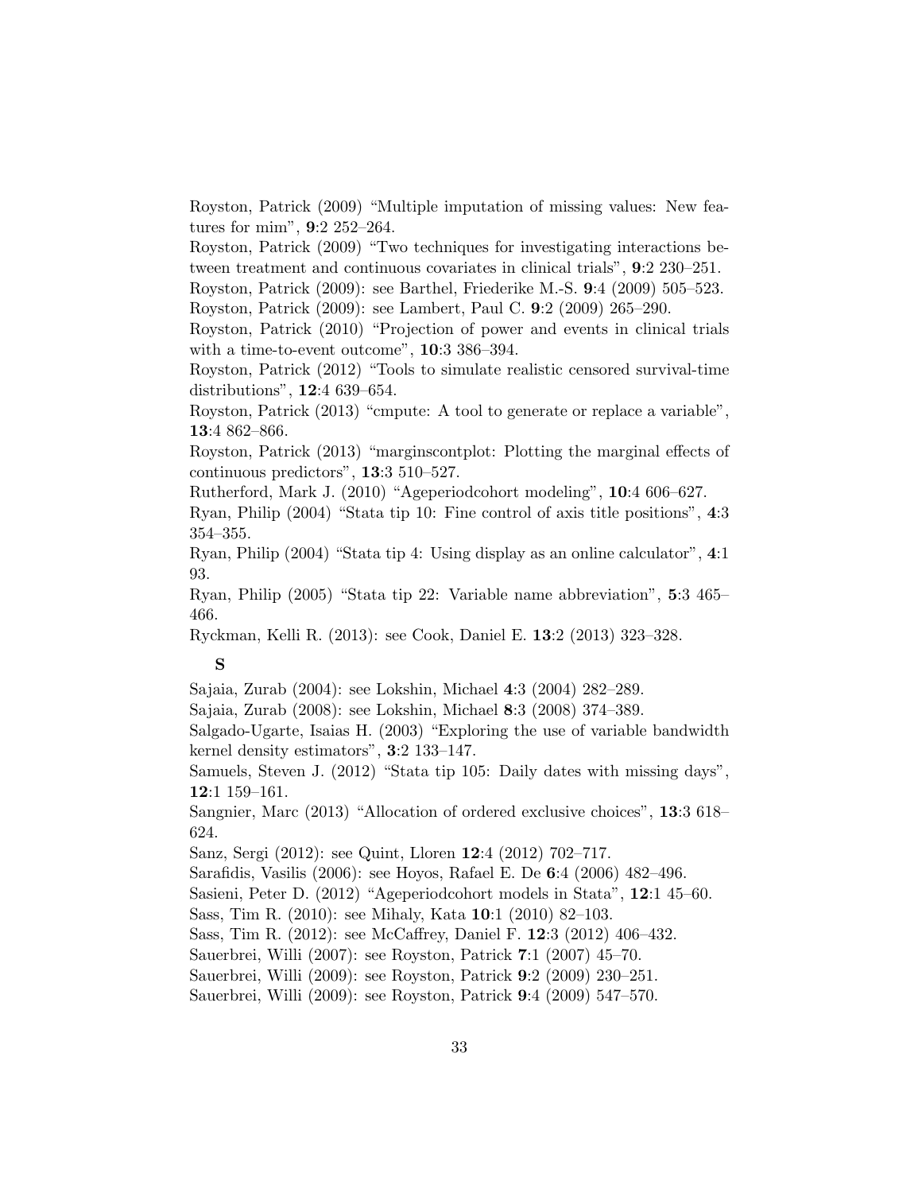Royston, Patrick (2009) “Multiple imputation of missing values: New features for mim”, **9**:2 252–264.

Royston, Patrick (2009) “Two techniques for investigating interactions between treatment and continuous covariates in clinical trials”, **9**:2 230–251.

Royston, Patrick (2009): see Barthel, Friederike M.-S. **9**:4 (2009) 505–523.

Royston, Patrick (2009): see Lambert, Paul C. **9**:2 (2009) 265–290.

Royston, Patrick (2010) “Projection of power and events in clinical trials with a time-to-event outcome”, **10**:3 386–394.

Royston, Patrick (2012) “Tools to simulate realistic censored survival-time distributions”, **12**:4 639–654.

Royston, Patrick (2013) “cmpute: A tool to generate or replace a variable”, **13**:4 862–866.

Royston, Patrick (2013) “marginscontplot: Plotting the marginal effects of continuous predictors”, **13**:3 510–527.

Rutherford, Mark J. (2010) “Ageperiodcohort modeling”, **10**:4 606–627.

Ryan, Philip (2004) “Stata tip 10: Fine control of axis title positions”, **4**:3 354–355.

Ryan, Philip (2004) “Stata tip 4: Using display as an online calculator”, **4**:1 93.

Ryan, Philip (2005) “Stata tip 22: Variable name abbreviation”, **5**:3 465–466.

Ryckman, Kelli R. (2013): see Cook, Daniel E. **13**:2 (2013) 323–328.

**S**

Sajaia, Zurab (2004): see Lokshin, Michael **4**:3 (2004) 282–289.

Sajaia, Zurab (2008): see Lokshin, Michael **8**:3 (2008) 374–389.

Salgado-Ugarte, Isaias H. (2003) “Exploring the use of variable bandwidth kernel density estimators”, **3**:2 133–147.

Samuels, Steven J. (2012) “Stata tip 105: Daily dates with missing days”, **12**:1 159–161.

Sangnier, Marc (2013) “Allocation of ordered exclusive choices”, **13**:3 618–624.

Sanz, Sergi (2012): see Quint, Lloren **12**:4 (2012) 702–717.

Sarafidis, Vasilis (2006): see Hoyos, Rafael E. De **6**:4 (2006) 482–496.

Sasieni, Peter D. (2012) “Ageperiodcohort models in Stata”, **12**:1 45–60.

Sass, Tim R. (2010): see Mihaly, Kata **10**:1 (2010) 82–103.

Sass, Tim R. (2012): see McCaffrey, Daniel F. **12**:3 (2012) 406–432.

Sauerbrei, Willi (2007): see Royston, Patrick **7**:1 (2007) 45–70.

Sauerbrei, Willi (2009): see Royston, Patrick **9**:2 (2009) 230–251.

Sauerbrei, Willi (2009): see Royston, Patrick **9**:4 (2009) 547–570.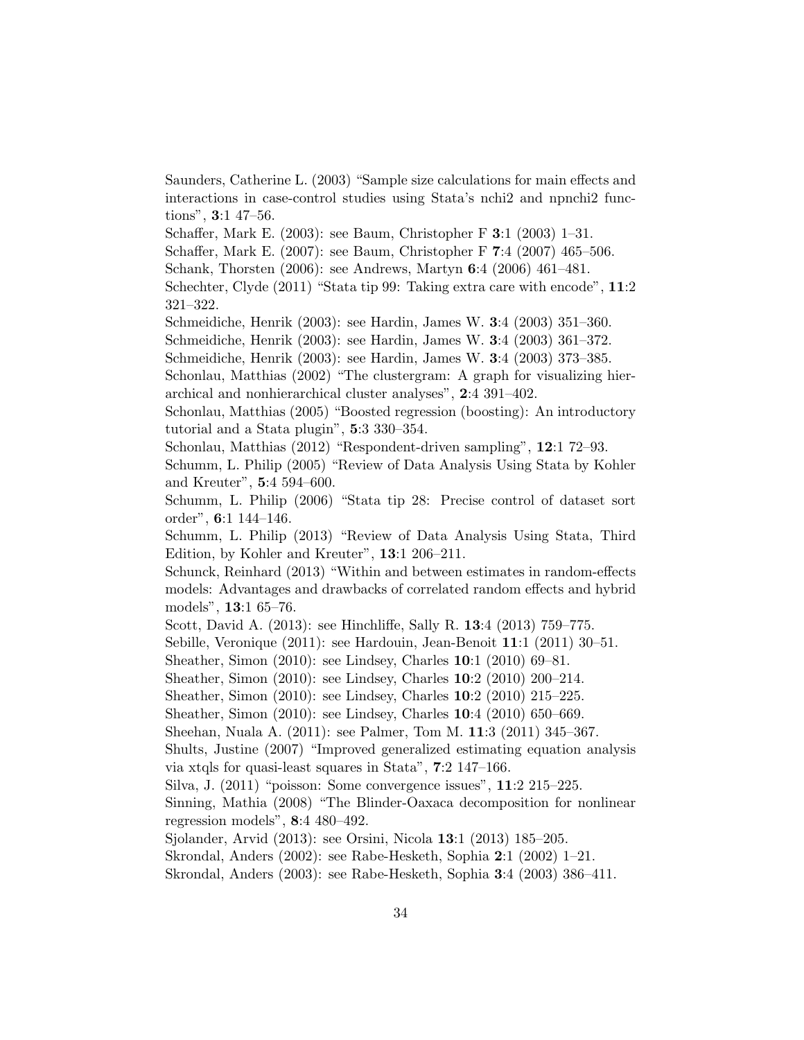Saunders, Catherine L. (2003) "Sample size calculations for main effects and interactions in case-control studies using Stata's nchi2 and npnchi2 functions", **3**:1 47–56.
Schaffer, Mark E. (2003): see Baum, Christopher F **3**:1 (2003) 1–31.
Schaffer, Mark E. (2007): see Baum, Christopher F **7**:4 (2007) 465–506.
Schank, Thorsten (2006): see Andrews, Martyn **6**:4 (2006) 461–481.
Schechter, Clyde (2011) "Stata tip 99: Taking extra care with encode", **11**:2 321–322.
Schmeidiche, Henrik (2003): see Hardin, James W. **3**:4 (2003) 351–360.
Schmeidiche, Henrik (2003): see Hardin, James W. **3**:4 (2003) 361–372.
Schmeidiche, Henrik (2003): see Hardin, James W. **3**:4 (2003) 373–385.
Schonlau, Matthias (2002) "The clustergram: A graph for visualizing hierarchical and nonhierarchical cluster analyses", **2**:4 391–402.
Schonlau, Matthias (2005) "Boosted regression (boosting): An introductory tutorial and a Stata plugin", **5**:3 330–354.
Schonlau, Matthias (2012) "Respondent-driven sampling", **12**:1 72–93.
Schumm, L. Philip (2005) "Review of Data Analysis Using Stata by Kohler and Kreuter", **5**:4 594–600.
Schumm, L. Philip (2006) "Stata tip 28: Precise control of dataset sort order", **6**:1 144–146.
Schumm, L. Philip (2013) "Review of Data Analysis Using Stata, Third Edition, by Kohler and Kreuter", **13**:1 206–211.
Schunck, Reinhard (2013) "Within and between estimates in random-effects models: Advantages and drawbacks of correlated random effects and hybrid models", **13**:1 65–76.
Scott, David A. (2013): see Hinchliffe, Sally R. **13**:4 (2013) 759–775.
Sebille, Veronique (2011): see Hardouin, Jean-Benoit **11**:1 (2011) 30–51.
Sheather, Simon (2010): see Lindsey, Charles **10**:1 (2010) 69–81.
Sheather, Simon (2010): see Lindsey, Charles **10**:2 (2010) 200–214.
Sheather, Simon (2010): see Lindsey, Charles **10**:2 (2010) 215–225.
Sheather, Simon (2010): see Lindsey, Charles **10**:4 (2010) 650–669.
Sheehan, Nuala A. (2011): see Palmer, Tom M. **11**:3 (2011) 345–367.
Shults, Justine (2007) "Improved generalized estimating equation analysis via xtqls for quasi-least squares in Stata", **7**:2 147–166.
Silva, J. (2011) "poisson: Some convergence issues", **11**:2 215–225.
Sinning, Mathia (2008) "The Blinder-Oaxaca decomposition for nonlinear regression models", **8**:4 480–492.
Sjolander, Arvid (2013): see Orsini, Nicola **13**:1 (2013) 185–205.
Skrondal, Anders (2002): see Rabe-Hesketh, Sophia **2**:1 (2002) 1–21.
Skrondal, Anders (2003): see Rabe-Hesketh, Sophia **3**:4 (2003) 386–411.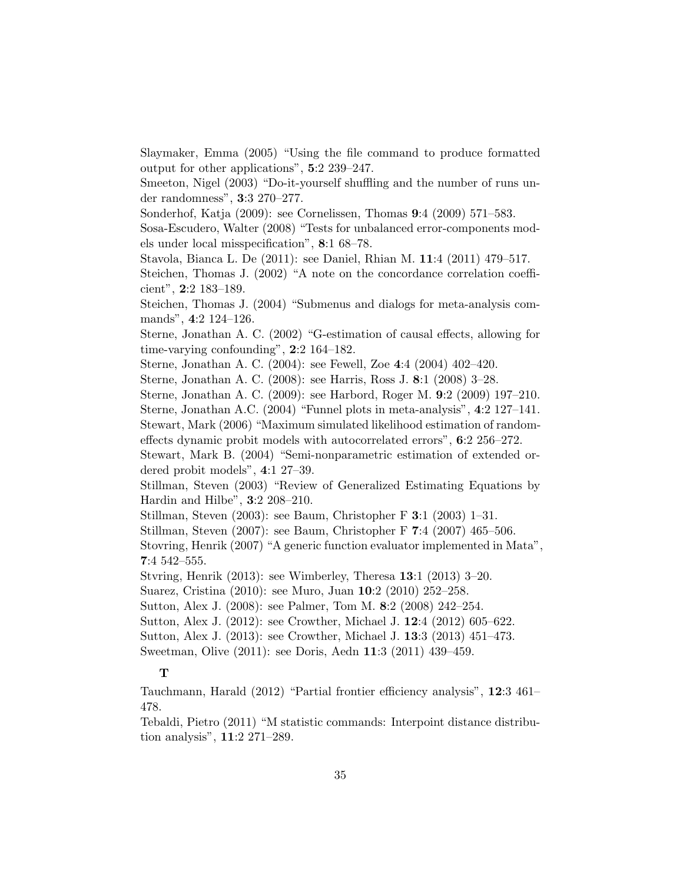Slaymaker, Emma (2005) "Using the file command to produce formatted output for other applications", **5**:2 239–247.

Smeeton, Nigel (2003) "Do-it-yourself shuffling and the number of runs under randomness", **3**:3 270–277.

Sonderhof, Katja (2009): see Cornelissen, Thomas **9**:4 (2009) 571–583.

Sosa-Escudero, Walter (2008) "Tests for unbalanced error-components models under local misspecification", **8**:1 68–78.

Stavola, Bianca L. De (2011): see Daniel, Rhian M. **11**:4 (2011) 479–517.

Steichen, Thomas J. (2002) "A note on the concordance correlation coefficient", **2**:2 183–189.

Steichen, Thomas J. (2004) "Submenus and dialogs for meta-analysis commands", **4**:2 124–126.

Sterne, Jonathan A. C. (2002) "G-estimation of causal effects, allowing for time-varying confounding", **2**:2 164–182.

Sterne, Jonathan A. C. (2004): see Fewell, Zoe **4**:4 (2004) 402–420.

Sterne, Jonathan A. C. (2008): see Harris, Ross J. **8**:1 (2008) 3–28.

Sterne, Jonathan A. C. (2009): see Harbord, Roger M. **9**:2 (2009) 197–210.

Sterne, Jonathan A.C. (2004) "Funnel plots in meta-analysis", **4**:2 127–141.

Stewart, Mark (2006) "Maximum simulated likelihood estimation of random-effects dynamic probit models with autocorrelated errors", **6**:2 256–272.

Stewart, Mark B. (2004) "Semi-nonparametric estimation of extended ordered probit models", **4**:1 27–39.

Stillman, Steven (2003) "Review of Generalized Estimating Equations by Hardin and Hilbe", **3**:2 208–210.

Stillman, Steven (2003): see Baum, Christopher F **3**:1 (2003) 1–31.

Stillman, Steven (2007): see Baum, Christopher F **7**:4 (2007) 465–506.

Stovring, Henrik (2007) "A generic function evaluator implemented in Mata", **7**:4 542–555.

Stvring, Henrik (2013): see Wimberley, Theresa **13**:1 (2013) 3–20.

Suarez, Cristina (2010): see Muro, Juan **10**:2 (2010) 252–258.

Sutton, Alex J. (2008): see Palmer, Tom M. **8**:2 (2008) 242–254.

Sutton, Alex J. (2012): see Crowther, Michael J. **12**:4 (2012) 605–622.

Sutton, Alex J. (2013): see Crowther, Michael J. **13**:3 (2013) 451–473.

Sweetman, Olive (2011): see Doris, Aedn **11**:3 (2011) 439–459.

## T

Tauchmann, Harald (2012) "Partial frontier efficiency analysis", **12**:3 461–478.

Tebaldi, Pietro (2011) "M statistic commands: Interpoint distance distribution analysis", **11**:2 271–289.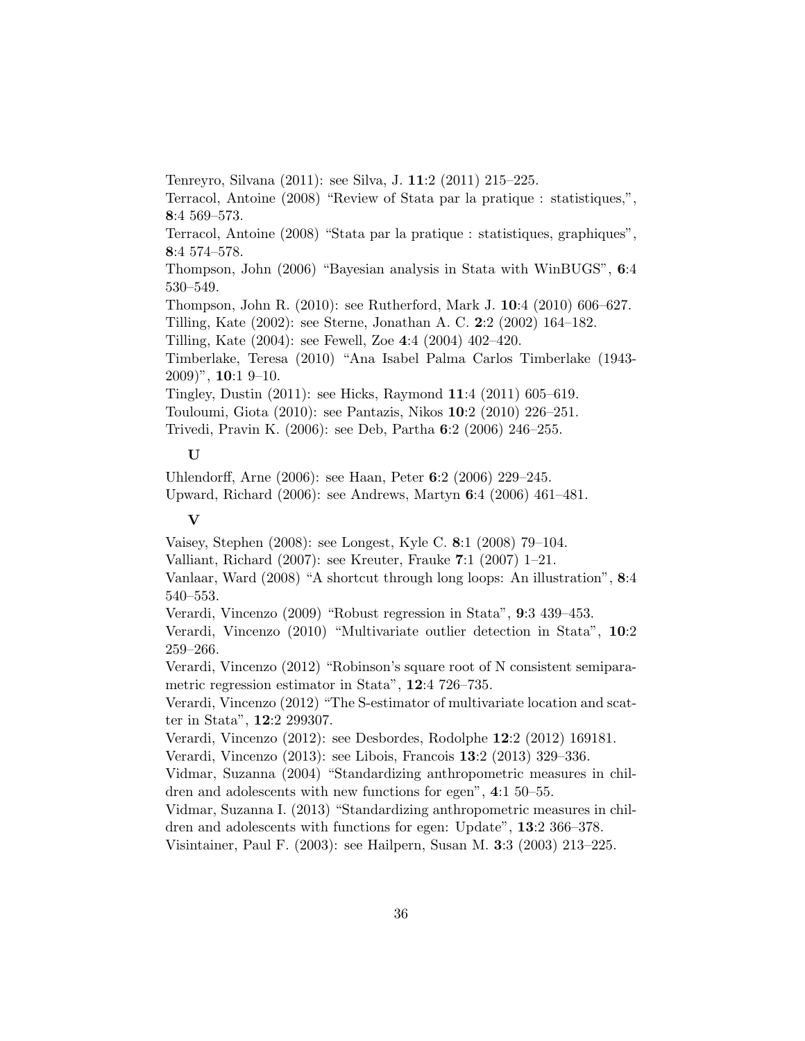Tenreyro, Silvana (2011): see Silva, J. **11**:2 (2011) 215–225.

Terracol, Antoine (2008) "Review of Stata par la pratique : statistiques,", **8**:4 569–573.

Terracol, Antoine (2008) "Stata par la pratique : statistiques, graphiques", **8**:4 574–578.

Thompson, John (2006) "Bayesian analysis in Stata with WinBUGS", **6**:4 530–549.

Thompson, John R. (2010): see Rutherford, Mark J. **10**:4 (2010) 606–627.

Tilling, Kate (2002): see Sterne, Jonathan A. C. **2**:2 (2002) 164–182.

Tilling, Kate (2004): see Fewell, Zoe **4**:4 (2004) 402–420.

Timberlake, Teresa (2010) "Ana Isabel Palma Carlos Timberlake (1943-2009)", **10**:1 9–10.

Tingley, Dustin (2011): see Hicks, Raymond **11**:4 (2011) 605–619.

Touloumi, Giota (2010): see Pantazis, Nikos **10**:2 (2010) 226–251.

Trivedi, Pravin K. (2006): see Deb, Partha **6**:2 (2006) 246–255.

### U

Uhlendorff, Arne (2006): see Haan, Peter **6**:2 (2006) 229–245.

Upward, Richard (2006): see Andrews, Martyn **6**:4 (2006) 461–481.

### V

Vaisey, Stephen (2008): see Longest, Kyle C. **8**:1 (2008) 79–104.

Valliant, Richard (2007): see Kreuter, Frauke **7**:1 (2007) 1–21.

Vanlaar, Ward (2008) "A shortcut through long loops: An illustration", **8**:4 540–553.

Verardi, Vincenzo (2009) "Robust regression in Stata", **9**:3 439–453.

Verardi, Vincenzo (2010) "Multivariate outlier detection in Stata", **10**:2 259–266.

Verardi, Vincenzo (2012) "Robinson's square root of N consistent semiparametric regression estimator in Stata", **12**:4 726–735.

Verardi, Vincenzo (2012) "The S-estimator of multivariate location and scatter in Stata", **12**:2 299307.

Verardi, Vincenzo (2012): see Desbordes, Rodolphe **12**:2 (2012) 169181.

Verardi, Vincenzo (2013): see Libois, Francois **13**:2 (2013) 329–336.

Vidmar, Suzanna (2004) "Standardizing anthropometric measures in children and adolescents with new functions for egen", **4**:1 50–55.

Vidmar, Suzanna I. (2013) "Standardizing anthropometric measures in children and adolescents with functions for egen: Update", **13**:2 366–378.

Visintainer, Paul F. (2003): see Hailpern, Susan M. **3**:3 (2003) 213–225.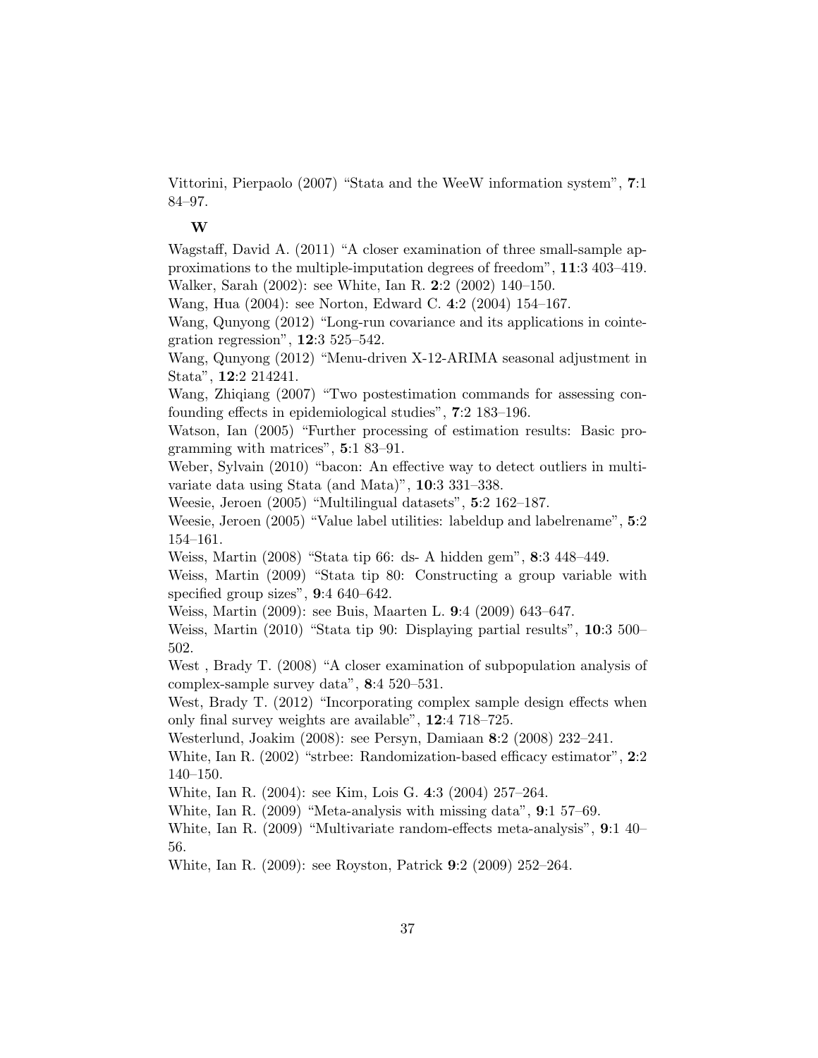Vittorini, Pierpaolo (2007) “Stata and the WeeW information system”, **7**:1 84–97.

### W

Wagstaff, David A. (2011) “A closer examination of three small-sample approximations to the multiple-imputation degrees of freedom”, **11**:3 403–419.

Walker, Sarah (2002): see White, Ian R. **2**:2 (2002) 140–150.

Wang, Hua (2004): see Norton, Edward C. **4**:2 (2004) 154–167.

Wang, Qunyong (2012) “Long-run covariance and its applications in cointegration regression”, **12**:3 525–542.

Wang, Qunyong (2012) “Menu-driven X-12-ARIMA seasonal adjustment in Stata”, **12**:2 214241.

Wang, Zhiqiang (2007) “Two postestimation commands for assessing confounding effects in epidemiological studies”, **7**:2 183–196.

Watson, Ian (2005) “Further processing of estimation results: Basic programming with matrices”, **5**:1 83–91.

Weber, Sylvain (2010) “bacon: An effective way to detect outliers in multivariate data using Stata (and Mata)”, **10**:3 331–338.

Weesie, Jeroen (2005) “Multilingual datasets”, **5**:2 162–187.

Weesie, Jeroen (2005) “Value label utilities: labeldup and labelrename”, **5**:2 154–161.

Weiss, Martin (2008) “Stata tip 66: ds- A hidden gem”, **8**:3 448–449.

Weiss, Martin (2009) “Stata tip 80: Constructing a group variable with specified group sizes”, **9**:4 640–642.

Weiss, Martin (2009): see Buis, Maarten L. **9**:4 (2009) 643–647.

Weiss, Martin (2010) “Stata tip 90: Displaying partial results”, **10**:3 500–502.

West , Brady T. (2008) “A closer examination of subpopulation analysis of complex-sample survey data”, **8**:4 520–531.

West, Brady T. (2012) “Incorporating complex sample design effects when only final survey weights are available”, **12**:4 718–725.

Westerlund, Joakim (2008): see Persyn, Damiaan **8**:2 (2008) 232–241.

White, Ian R. (2002) “strbee: Randomization-based efficacy estimator”, **2**:2 140–150.

White, Ian R. (2004): see Kim, Lois G. **4**:3 (2004) 257–264.

White, Ian R. (2009) “Meta-analysis with missing data”, **9**:1 57–69.

White, Ian R. (2009) “Multivariate random-effects meta-analysis”, **9**:1 40–56.

White, Ian R. (2009): see Royston, Patrick **9**:2 (2009) 252–264.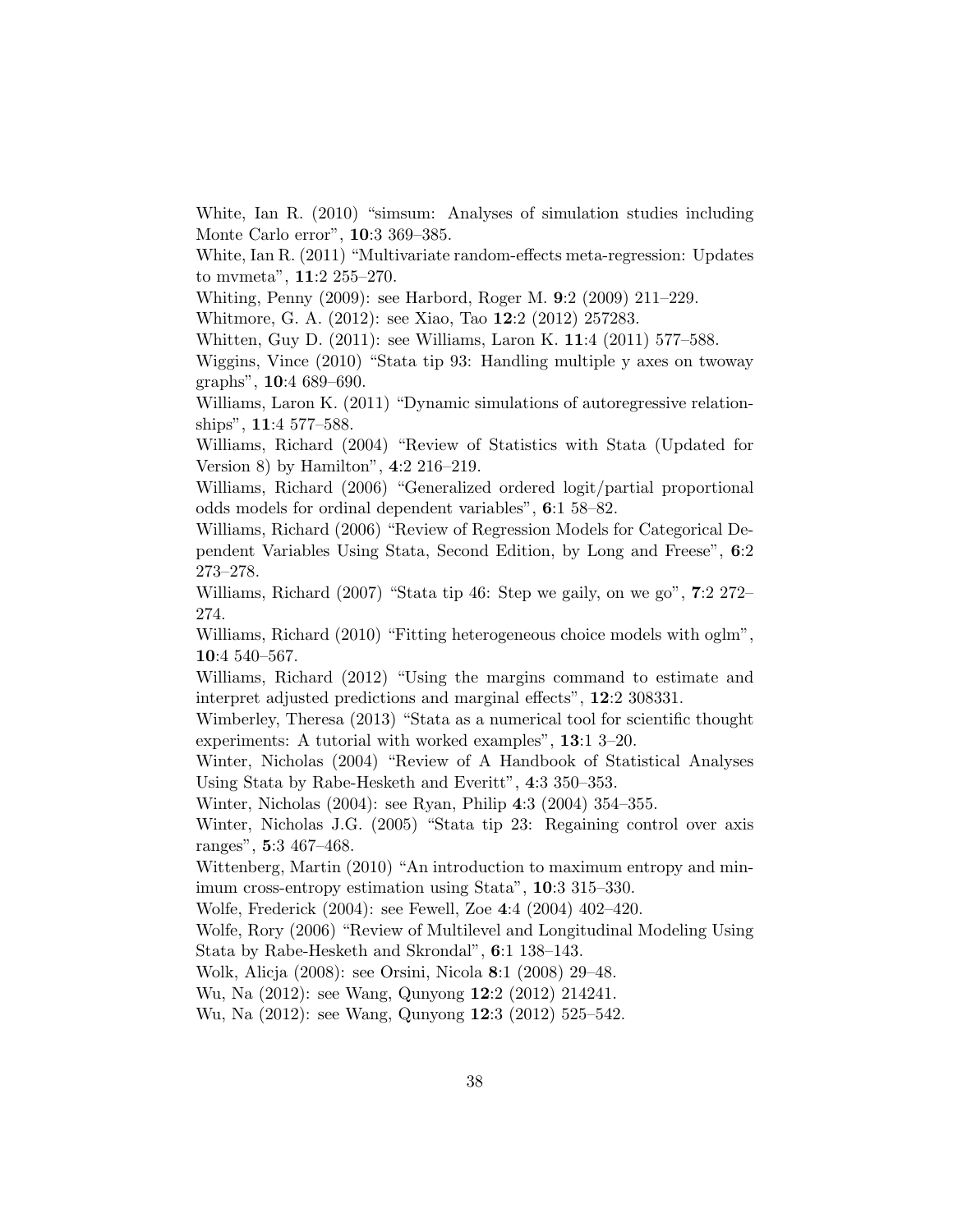White, Ian R. (2010) “simsum: Analyses of simulation studies including Monte Carlo error”, **10**:3 369–385.

White, Ian R. (2011) “Multivariate random-effects meta-regression: Updates to mvmeta”, **11**:2 255–270.

Whiting, Penny (2009): see Harbord, Roger M. **9**:2 (2009) 211–229.

Whitmore, G. A. (2012): see Xiao, Tao **12**:2 (2012) 257283.

Whitten, Guy D. (2011): see Williams, Laron K. **11**:4 (2011) 577–588.

Wiggins, Vince (2010) “Stata tip 93: Handling multiple y axes on twoway graphs”, **10**:4 689–690.

Williams, Laron K. (2011) “Dynamic simulations of autoregressive relationships”, **11**:4 577–588.

Williams, Richard (2004) “Review of Statistics with Stata (Updated for Version 8) by Hamilton”, **4**:2 216–219.

Williams, Richard (2006) “Generalized ordered logit/partial proportional odds models for ordinal dependent variables”, **6**:1 58–82.

Williams, Richard (2006) “Review of Regression Models for Categorical Dependent Variables Using Stata, Second Edition, by Long and Freese”, **6**:2 273–278.

Williams, Richard (2007) “Stata tip 46: Step we gaily, on we go”, **7**:2 272–274.

Williams, Richard (2010) “Fitting heterogeneous choice models with oglm”, **10**:4 540–567.

Williams, Richard (2012) “Using the margins command to estimate and interpret adjusted predictions and marginal effects”, **12**:2 308331.

Wimberley, Theresa (2013) “Stata as a numerical tool for scientific thought experiments: A tutorial with worked examples”, **13**:1 3–20.

Winter, Nicholas (2004) “Review of A Handbook of Statistical Analyses Using Stata by Rabe-Hesketh and Everitt”, **4**:3 350–353.

Winter, Nicholas (2004): see Ryan, Philip **4**:3 (2004) 354–355.

Winter, Nicholas J.G. (2005) “Stata tip 23: Regaining control over axis ranges”, **5**:3 467–468.

Wittenberg, Martin (2010) “An introduction to maximum entropy and minimum cross-entropy estimation using Stata”, **10**:3 315–330.

Wolfe, Frederick (2004): see Fewell, Zoe **4**:4 (2004) 402–420.

Wolfe, Rory (2006) “Review of Multilevel and Longitudinal Modeling Using Stata by Rabe-Hesketh and Skrondal”, **6**:1 138–143.

Wolk, Alicja (2008): see Orsini, Nicola **8**:1 (2008) 29–48.

Wu, Na (2012): see Wang, Qunyong **12**:2 (2012) 214241.

Wu, Na (2012): see Wang, Qunyong **12**:3 (2012) 525–542.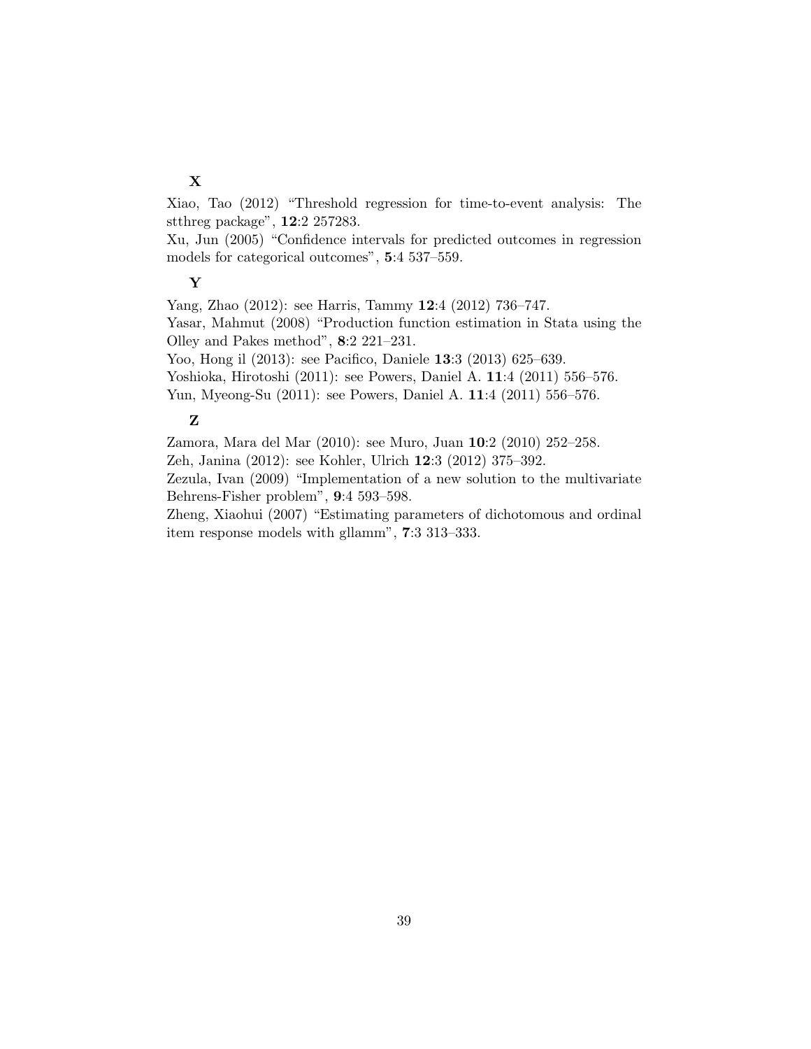### X

Xiao, Tao (2012) “Threshold regression for time-to-event analysis: The stthreg package”, **12**:2 257283.

Xu, Jun (2005) “Confidence intervals for predicted outcomes in regression models for categorical outcomes”, **5**:4 537–559.

### Y

Yang, Zhao (2012): see Harris, Tammy **12**:4 (2012) 736–747.

Yasar, Mahmut (2008) “Production function estimation in Stata using the Olley and Pakes method”, **8**:2 221–231.

Yoo, Hong il (2013): see Pacifico, Daniele **13**:3 (2013) 625–639.

Yoshioka, Hirotoshi (2011): see Powers, Daniel A. **11**:4 (2011) 556–576.

Yun, Myeong-Su (2011): see Powers, Daniel A. **11**:4 (2011) 556–576.

### Z

Zamora, Mara del Mar (2010): see Muro, Juan **10**:2 (2010) 252–258.

Zeh, Janina (2012): see Kohler, Ulrich **12**:3 (2012) 375–392.

Zezula, Ivan (2009) “Implementation of a new solution to the multivariate Behrens-Fisher problem”, **9**:4 593–598.

Zheng, Xiaohui (2007) “Estimating parameters of dichotomous and ordinal item response models with gllamm”, **7**:3 313–333.